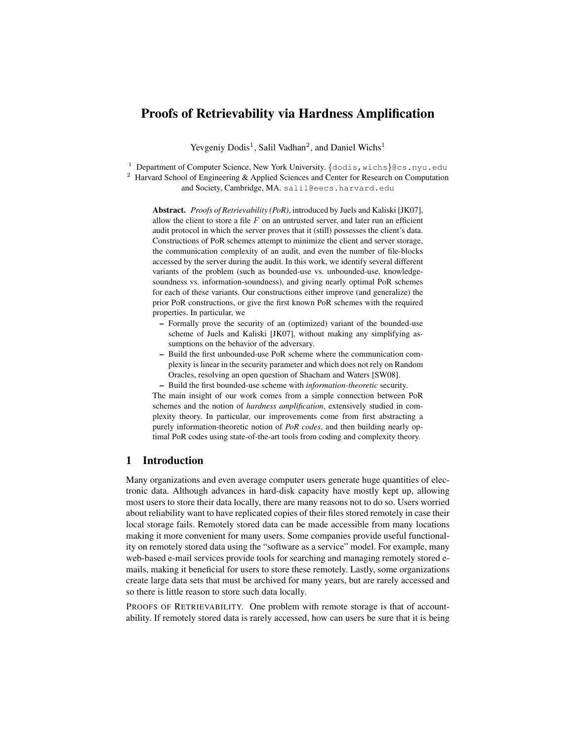# Proofs of Retrievability via Hardness Amplification

Yevgeniy Dodis[1], Salil Vadhan[2], and Daniel Wichs[1]

[1] Department of Computer Science, New York University. {dodis,wichs}@cs.nyu.edu
[2] Harvard School of Engineering & Applied Sciences and Center for Research on Computation and Society, Cambridge, MA. salil@eecs.harvard.edu

**Abstract.** *Proofs of Retrievability (PoR)*, introduced by Juels and Kaliski [JK07], allow the client to store a file $F$ on an untrusted server, and later run an efficient audit protocol in which the server proves that it (still) possesses the client's data. Constructions of PoR schemes attempt to minimize the client and server storage, the communication complexity of an audit, and even the number of file-blocks accessed by the server during the audit. In this work, we identify several different variants of the problem (such as bounded-use vs. unbounded-use, knowledge-soundness vs. information-soundness), and giving nearly optimal PoR schemes for each of these variants. Our constructions either improve (and generalize) the prior PoR constructions, or give the first known PoR schemes with the required properties. In particular, we

- Formally prove the security of an (optimized) variant of the bounded-use scheme of Juels and Kaliski [JK07], without making any simplifying assumptions on the behavior of the adversary.
- Build the first unbounded-use PoR scheme where the communication complexity is linear in the security parameter and which does not rely on Random Oracles, resolving an open question of Shacham and Waters [SW08].
- Build the first bounded-use scheme with *information-theoretic* security.

The main insight of our work comes from a simple connection between PoR schemes and the notion of *hardness amplification*, extensively studied in complexity theory. In particular, our improvements come from first abstracting a purely information-theoretic notion of *PoR codes*, and then building nearly optimal PoR codes using state-of-the-art tools from coding and complexity theory.

## 1 Introduction

Many organizations and even average computer users generate huge quantities of electronic data. Although advances in hard-disk capacity have mostly kept up, allowing most users to store their data locally, there are many reasons not to do so. Users worried about reliability want to have replicated copies of their files stored remotely in case their local storage fails. Remotely stored data can be made accessible from many locations making it more convenient for many users. Some companies provide useful functionality on remotely stored data using the "software as a service" model. For example, many web-based e-mail services provide tools for searching and managing remotely stored e-mails, making it beneficial for users to store these remotely. Lastly, some organizations create large data sets that must be archived for many years, but are rarely accessed and so there is little reason to store such data locally.

PROOFS OF RETRIEVABILITY. One problem with remote storage is that of accountability. If remotely stored data is rarely accessed, how can users be sure that it is being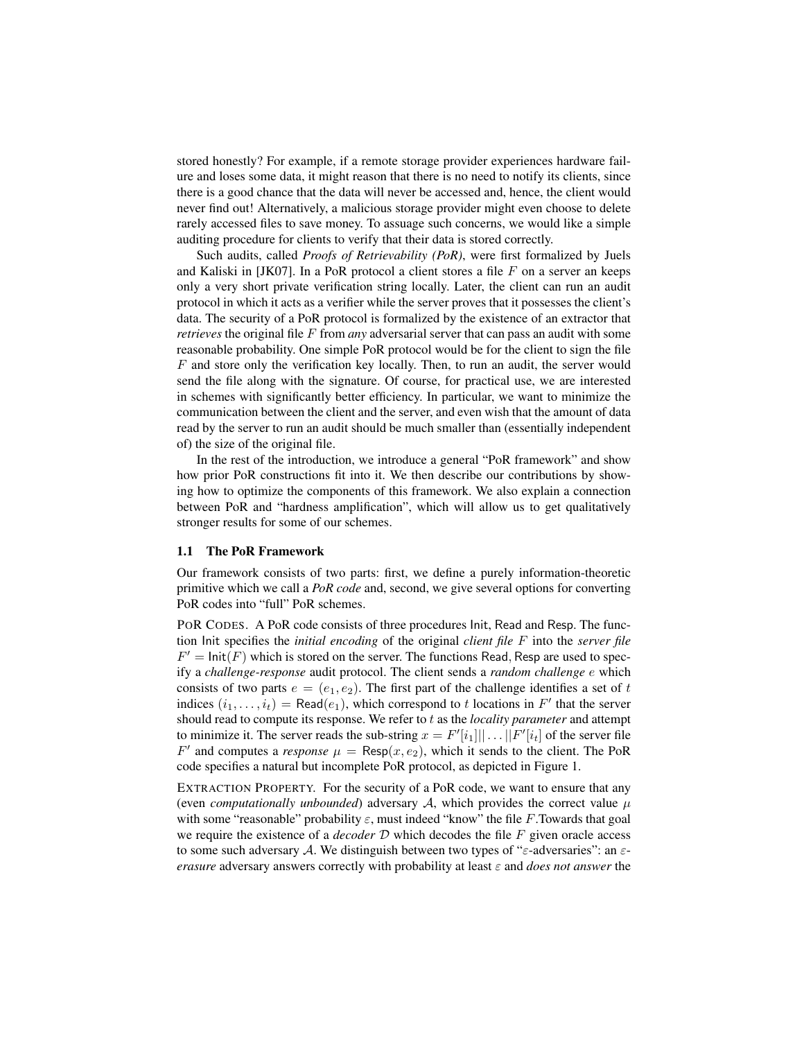stored honestly? For example, if a remote storage provider experiences hardware failure and loses some data, it might reason that there is no need to notify its clients, since there is a good chance that the data will never be accessed and, hence, the client would never find out! Alternatively, a malicious storage provider might even choose to delete rarely accessed files to save money. To assuage such concerns, we would like a simple auditing procedure for clients to verify that their data is stored correctly.

Such audits, called *Proofs of Retrievability (PoR)*, were first formalized by Juels and Kaliski in [JK07]. In a PoR protocol a client stores a file $F$ on a server an keeps only a very short private verification string locally. Later, the client can run an audit protocol in which it acts as a verifier while the server proves that it possesses the client's data. The security of a PoR protocol is formalized by the existence of an extractor that *retrieves* the original file $F$ from *any* adversarial server that can pass an audit with some reasonable probability. One simple PoR protocol would be for the client to sign the file $F$ and store only the verification key locally. Then, to run an audit, the server would send the file along with the signature. Of course, for practical use, we are interested in schemes with significantly better efficiency. In particular, we want to minimize the communication between the client and the server, and even wish that the amount of data read by the server to run an audit should be much smaller than (essentially independent of) the size of the original file.

In the rest of the introduction, we introduce a general "PoR framework" and show how prior PoR constructions fit into it. We then describe our contributions by showing how to optimize the components of this framework. We also explain a connection between PoR and "hardness amplification", which will allow us to get qualitatively stronger results for some of our schemes.

### 1.1 The PoR Framework

Our framework consists of two parts: first, we define a purely information-theoretic primitive which we call a *PoR code* and, second, we give several options for converting PoR codes into "full" PoR schemes.

POR CODES. A PoR code consists of three procedures $\mathsf{Init}$, $\mathsf{Read}$ and $\mathsf{Resp}$. The function $\mathsf{Init}$ specifies the *initial encoding* of the original *client file* $F$ into the *server file* $F' = \mathsf{Init}(F)$ which is stored on the server. The functions $\mathsf{Read}, \mathsf{Resp}$ are used to specify a *challenge-response* audit protocol. The client sends a *random challenge* $e$ which consists of two parts $e = (e_1, e_2)$. The first part of the challenge identifies a set of $t$ indices $(i_1, \ldots, i_t) = \mathsf{Read}(e_1)$, which correspond to $t$ locations in $F'$ that the server should read to compute its response. We refer to $t$ as the *locality parameter* and attempt to minimize it. The server reads the sub-string $x = F'[i_1]|| \ldots ||F'[i_t]$ of the server file $F'$ and computes a *response* $\mu = \mathsf{Resp}(x, e_2)$, which it sends to the client. The PoR code specifies a natural but incomplete PoR protocol, as depicted in Figure 1.

EXTRACTION PROPERTY. For the security of a PoR code, we want to ensure that any (even *computationally unbounded*) adversary $\mathcal{A}$, which provides the correct value $\mu$ with some "reasonable" probability $\varepsilon$, must indeed "know" the file $F$.Towards that goal we require the existence of a *decoder* $\mathcal{D}$ which decodes the file $F$ given oracle access to some such adversary $\mathcal{A}$. We distinguish between two types of "$\varepsilon$-adversaries": an $\varepsilon$-*erasure* adversary answers correctly with probability at least $\varepsilon$ and *does not answer* the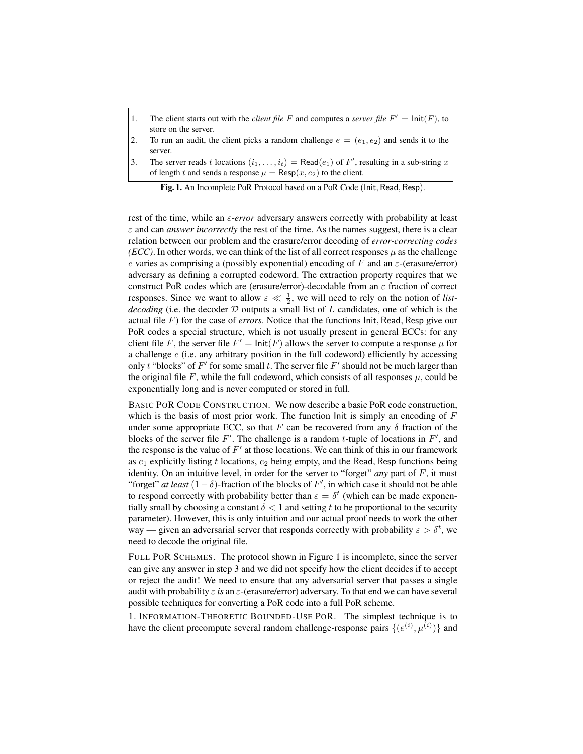1. The client starts out with the *client file* $F$ and computes a *server file* $F' = \mathsf{Init}(F)$, to store on the server.
2. To run an audit, the client picks a random challenge $e = (e_1, e_2)$ and sends it to the server.
3. The server reads $t$ locations $(i_1, \ldots, i_t) = \mathsf{Read}(e_1)$ of $F'$, resulting in a sub-string $x$ of length $t$ and sends a response $\mu = \mathsf{Resp}(x, e_2)$ to the client.

**Fig. 1.** An Incomplete PoR Protocol based on a PoR Code $(\mathsf{Init}, \mathsf{Read}, \mathsf{Resp})$.

rest of the time, while an $\varepsilon$-*error* adversary answers correctly with probability at least $\varepsilon$ and can *answer incorrectly* the rest of the time. As the names suggest, there is a clear relation between our problem and the erasure/error decoding of *error-correcting codes (ECC)*. In other words, we can think of the list of all correct responses $\mu$ as the challenge $e$ varies as comprising a (possibly exponential) encoding of $F$ and an $\varepsilon$-(erasure/error) adversary as defining a corrupted codeword. The extraction property requires that we construct PoR codes which are (erasure/error)-decodable from an $\varepsilon$ fraction of correct responses. Since we want to allow $\varepsilon \ll \frac{1}{2}$, we will need to rely on the notion of *list-decoding* (i.e. the decoder $\mathcal{D}$ outputs a small list of $L$ candidates, one of which is the actual file $F$) for the case of *errors*. Notice that the functions $\mathsf{Init}, \mathsf{Read}, \mathsf{Resp}$ give our PoR codes a special structure, which is not usually present in general ECCs: for any client file $F$, the server file $F' = \mathsf{Init}(F)$ allows the server to compute a response $\mu$ for a challenge $e$ (i.e. any arbitrary position in the full codeword) efficiently by accessing only $t$ "blocks" of $F'$ for some small $t$. The server file $F'$ should not be much larger than the original file $F$, while the full codeword, which consists of all responses $\mu$, could be exponentially long and is never computed or stored in full.

BASIC POR CODE CONSTRUCTION. We now describe a basic PoR code construction, which is the basis of most prior work. The function $\mathsf{Init}$ is simply an encoding of $F$ under some appropriate ECC, so that $F$ can be recovered from any $\delta$ fraction of the blocks of the server file $F'$. The challenge is a random $t$-tuple of locations in $F'$, and the response is the value of $F'$ at those locations. We can think of this in our framework as $e_1$ explicitly listing $t$ locations, $e_2$ being empty, and the $\mathsf{Read}, \mathsf{Resp}$ functions being identity. On an intuitive level, in order for the server to "forget" *any* part of $F$, it must "forget" *at least* $(1 - \delta)$-fraction of the blocks of $F'$, in which case it should not be able to respond correctly with probability better than $\varepsilon = \delta^t$ (which can be made exponentially small by choosing a constant $\delta < 1$ and setting $t$ to be proportional to the security parameter). However, this is only intuition and our actual proof needs to work the other way — given an adversarial server that responds correctly with probability $\varepsilon > \delta^t$, we need to decode the original file.

FULL POR SCHEMES. The protocol shown in Figure 1 is incomplete, since the server can give any answer in step 3 and we did not specify how the client decides if to accept or reject the audit! We need to ensure that any adversarial server that passes a single audit with probability $\varepsilon$ *is* an $\varepsilon$-(erasure/error) adversary. To that end we can have several possible techniques for converting a PoR code into a full PoR scheme.

1. INFORMATION-THEORETIC BOUNDED-USE POR. The simplest technique is to have the client precompute several random challenge-response pairs $\{(e^{(i)}, \mu^{(i)})\}$ and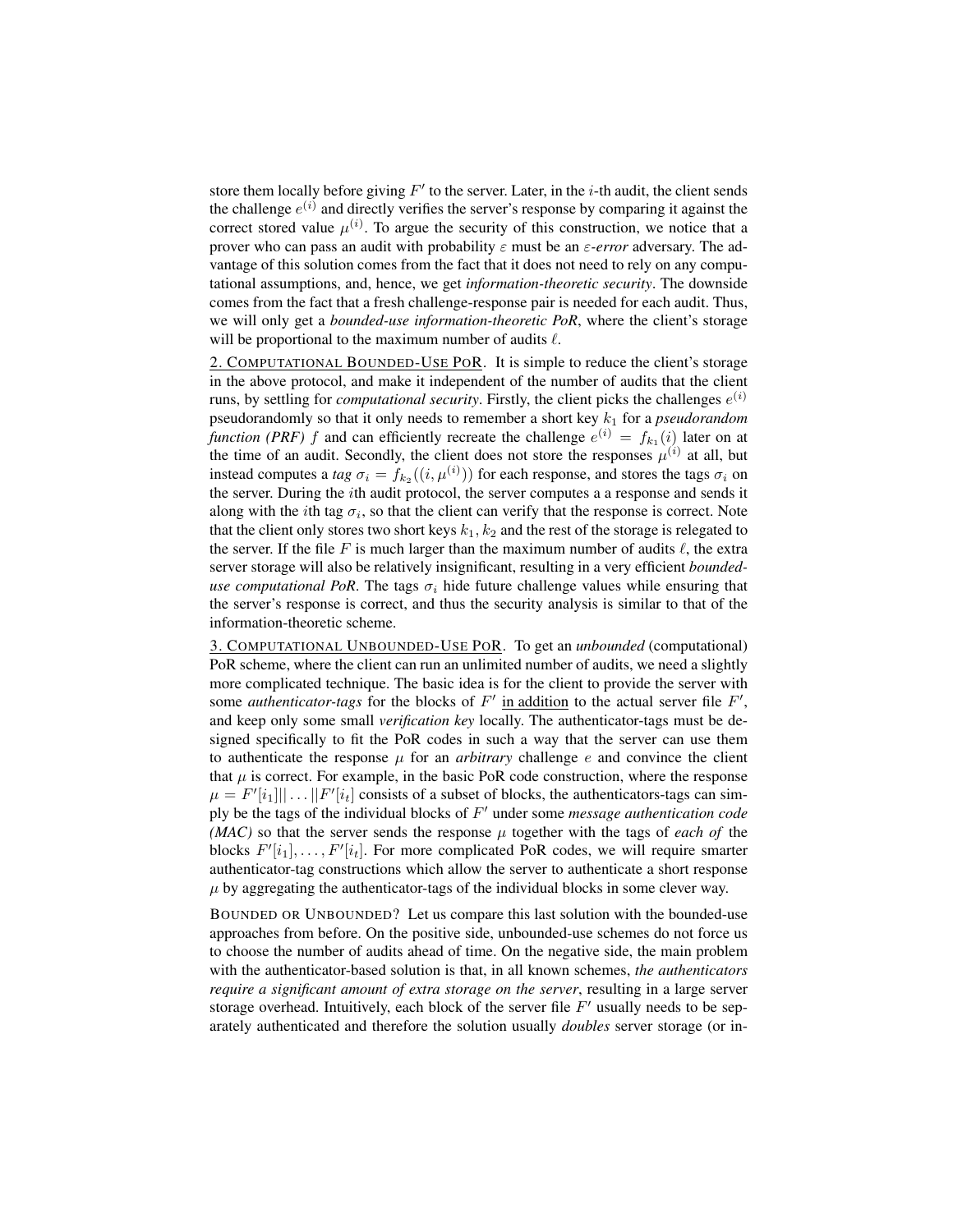store them locally before giving $F'$ to the server. Later, in the $i$-th audit, the client sends the challenge $e^{(i)}$ and directly verifies the server's response by comparing it against the correct stored value $\mu^{(i)}$. To argue the security of this construction, we notice that a prover who can pass an audit with probability $\varepsilon$ must be an *$\varepsilon$-error* adversary. The advantage of this solution comes from the fact that it does not need to rely on any computational assumptions, and, hence, we get *information-theoretic security*. The downside comes from the fact that a fresh challenge-response pair is needed for each audit. Thus, we will only get a *bounded-use information-theoretic PoR*, where the client's storage will be proportional to the maximum number of audits $\ell$.

2. COMPUTATIONAL BOUNDED-USE POR. It is simple to reduce the client's storage in the above protocol, and make it independent of the number of audits that the client runs, by settling for *computational security*. Firstly, the client picks the challenges $e^{(i)}$ pseudorandomly so that it only needs to remember a short key $k_1$ for a *pseudorandom function (PRF)* $f$ and can efficiently recreate the challenge $e^{(i)} = f_{k_1}(i)$ later on at the time of an audit. Secondly, the client does not store the responses $\mu^{(i)}$ at all, but instead computes a *tag* $\sigma_i = f_{k_2}((i, \mu^{(i)}))$ for each response, and stores the tags $\sigma_i$ on the server. During the $i$th audit protocol, the server computes a a response and sends it along with the $i$th tag $\sigma_i$, so that the client can verify that the response is correct. Note that the client only stores two short keys $k_1, k_2$ and the rest of the storage is relegated to the server. If the file $F$ is much larger than the maximum number of audits $\ell$, the extra server storage will also be relatively insignificant, resulting in a very efficient *bounded-use computational PoR*. The tags $\sigma_i$ hide future challenge values while ensuring that the server's response is correct, and thus the security analysis is similar to that of the information-theoretic scheme.

3. COMPUTATIONAL UNBOUNDED-USE POR. To get an *unbounded* (computational) PoR scheme, where the client can run an unlimited number of audits, we need a slightly more complicated technique. The basic idea is for the client to provide the server with some *authenticator-tags* for the blocks of $F'$ in addition to the actual server file $F'$, and keep only some small *verification key* locally. The authenticator-tags must be designed specifically to fit the PoR codes in such a way that the server can use them to authenticate the response $\mu$ for an *arbitrary* challenge $e$ and convince the client that $\mu$ is correct. For example, in the basic PoR code construction, where the response $\mu = F'[i_1]|| \ldots ||F'[i_t]$ consists of a subset of blocks, the authenticators-tags can simply be the tags of the individual blocks of $F'$ under some *message authentication code (MAC)* so that the server sends the response $\mu$ together with the tags of *each of* the blocks $F'[i_1], \ldots, F'[i_t]$. For more complicated PoR codes, we will require smarter authenticator-tag constructions which allow the server to authenticate a short response $\mu$ by aggregating the authenticator-tags of the individual blocks in some clever way.

BOUNDED OR UNBOUNDED? Let us compare this last solution with the bounded-use approaches from before. On the positive side, unbounded-use schemes do not force us to choose the number of audits ahead of time. On the negative side, the main problem with the authenticator-based solution is that, in all known schemes, *the authenticators require a significant amount of extra storage on the server*, resulting in a large server storage overhead. Intuitively, each block of the server file $F'$ usually needs to be separately authenticated and therefore the solution usually *doubles* server storage (or in-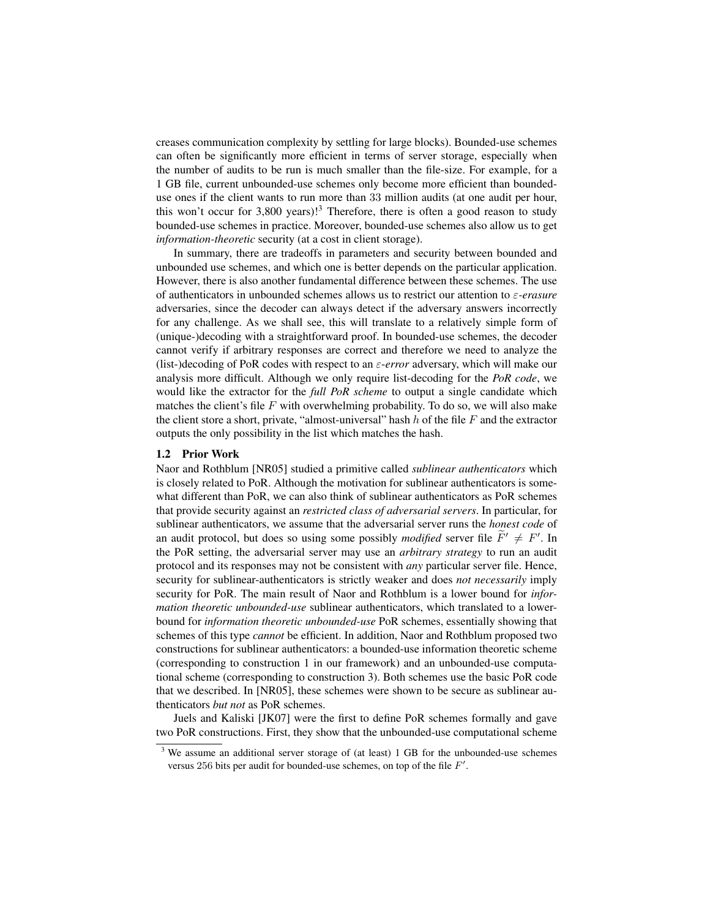creases communication complexity by settling for large blocks). Bounded-use schemes can often be significantly more efficient in terms of server storage, especially when the number of audits to be run is much smaller than the file-size. For example, for a 1 GB file, current unbounded-use schemes only become more efficient than bounded-use ones if the client wants to run more than 33 million audits (at one audit per hour, this won't occur for 3,800 years)![3] Therefore, there is often a good reason to study bounded-use schemes in practice. Moreover, bounded-use schemes also allow us to get *information-theoretic* security (at a cost in client storage).

In summary, there are tradeoffs in parameters and security between bounded and unbounded use schemes, and which one is better depends on the particular application. However, there is also another fundamental difference between these schemes. The use of authenticators in unbounded schemes allows us to restrict our attention to $\varepsilon$*-erasure* adversaries, since the decoder can always detect if the adversary answers incorrectly for any challenge. As we shall see, this will translate to a relatively simple form of (unique-)decoding with a straightforward proof. In bounded-use schemes, the decoder cannot verify if arbitrary responses are correct and therefore we need to analyze the (list-)decoding of PoR codes with respect to an $\varepsilon$*-error* adversary, which will make our analysis more difficult. Although we only require list-decoding for the *PoR code*, we would like the extractor for the *full PoR scheme* to output a single candidate which matches the client's file $F$ with overwhelming probability. To do so, we will also make the client store a short, private, "almost-universal" hash $h$ of the file $F$ and the extractor outputs the only possibility in the list which matches the hash.

### 1.2 Prior Work

Naor and Rothblum [NR05] studied a primitive called *sublinear authenticators* which is closely related to PoR. Although the motivation for sublinear authenticators is somewhat different than PoR, we can also think of sublinear authenticators as PoR schemes that provide security against an *restricted class of adversarial servers*. In particular, for sublinear authenticators, we assume that the adversarial server runs the *honest code* of an audit protocol, but does so using some possibly *modified* server file $\widetilde{F}' \neq F'$. In the PoR setting, the adversarial server may use an *arbitrary strategy* to run an audit protocol and its responses may not be consistent with *any* particular server file. Hence, security for sublinear-authenticators is strictly weaker and does *not necessarily* imply security for PoR. The main result of Naor and Rothblum is a lower bound for *information theoretic unbounded-use* sublinear authenticators, which translated to a lower-bound for *information theoretic unbounded-use* PoR schemes, essentially showing that schemes of this type *cannot* be efficient. In addition, Naor and Rothblum proposed two constructions for sublinear authenticators: a bounded-use information theoretic scheme (corresponding to construction 1 in our framework) and an unbounded-use computational scheme (corresponding to construction 3). Both schemes use the basic PoR code that we described. In [NR05], these schemes were shown to be secure as sublinear authenticators *but not* as PoR schemes.

Juels and Kaliski [JK07] were the first to define PoR schemes formally and gave two PoR constructions. First, they show that the unbounded-use computational scheme

[3] We assume an additional server storage of (at least) 1 GB for the unbounded-use schemes versus 256 bits per audit for bounded-use schemes, on top of the file $F'$.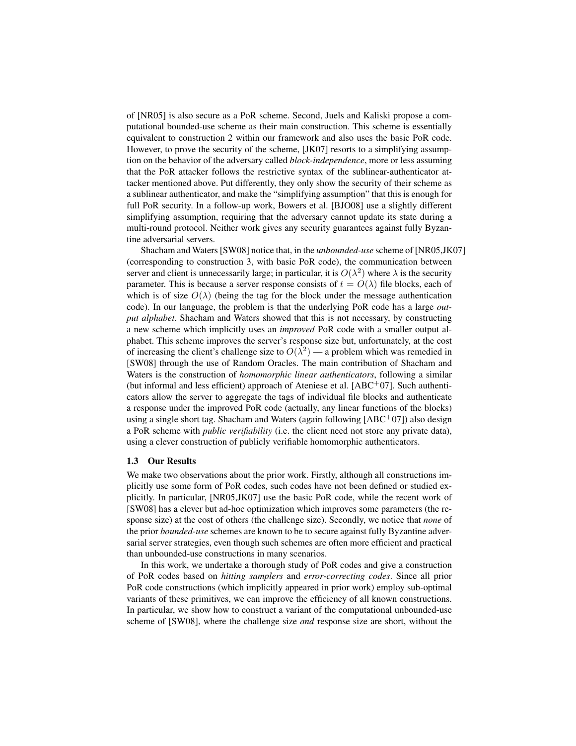of [NR05] is also secure as a PoR scheme. Second, Juels and Kaliski propose a computational bounded-use scheme as their main construction. This scheme is essentially equivalent to construction 2 within our framework and also uses the basic PoR code. However, to prove the security of the scheme, [JK07] resorts to a simplifying assumption on the behavior of the adversary called *block-independence*, more or less assuming that the PoR attacker follows the restrictive syntax of the sublinear-authenticator attacker mentioned above. Put differently, they only show the security of their scheme as a sublinear authenticator, and make the "simplifying assumption" that this is enough for full PoR security. In a follow-up work, Bowers et al. [BJO08] use a slightly different simplifying assumption, requiring that the adversary cannot update its state during a multi-round protocol. Neither work gives any security guarantees against fully Byzantine adversarial servers.

Shacham and Waters [SW08] notice that, in the *unbounded-use* scheme of [NR05,JK07] (corresponding to construction 3, with basic PoR code), the communication between server and client is unnecessarily large; in particular, it is $O(\lambda^2)$ where $\lambda$ is the security parameter. This is because a server response consists of $t = O(\lambda)$ file blocks, each of which is of size $O(\lambda)$ (being the tag for the block under the message authentication code). In our language, the problem is that the underlying PoR code has a large *output alphabet*. Shacham and Waters showed that this is not necessary, by constructing a new scheme which implicitly uses an *improved* PoR code with a smaller output alphabet. This scheme improves the server's response size but, unfortunately, at the cost of increasing the client's challenge size to $O(\lambda^2)$ — a problem which was remedied in [SW08] through the use of Random Oracles. The main contribution of Shacham and Waters is the construction of *homomorphic linear authenticators*, following a similar (but informal and less efficient) approach of Ateniese et al. [ABC+07]. Such authenticators allow the server to aggregate the tags of individual file blocks and authenticate a response under the improved PoR code (actually, any linear functions of the blocks) using a single short tag. Shacham and Waters (again following [ABC+07]) also design a PoR scheme with *public verifiability* (i.e. the client need not store any private data), using a clever construction of publicly verifiable homomorphic authenticators.

### 1.3 Our Results

We make two observations about the prior work. Firstly, although all constructions implicitly use some form of PoR codes, such codes have not been defined or studied explicitly. In particular, [NR05,JK07] use the basic PoR code, while the recent work of [SW08] has a clever but ad-hoc optimization which improves some parameters (the response size) at the cost of others (the challenge size). Secondly, we notice that *none* of the prior *bounded-use* schemes are known to be to secure against fully Byzantine adversarial server strategies, even though such schemes are often more efficient and practical than unbounded-use constructions in many scenarios.

In this work, we undertake a thorough study of PoR codes and give a construction of PoR codes based on *hitting samplers* and *error-correcting codes*. Since all prior PoR code constructions (which implicitly appeared in prior work) employ sub-optimal variants of these primitives, we can improve the efficiency of all known constructions. In particular, we show how to construct a variant of the computational unbounded-use scheme of [SW08], where the challenge size *and* response size are short, without the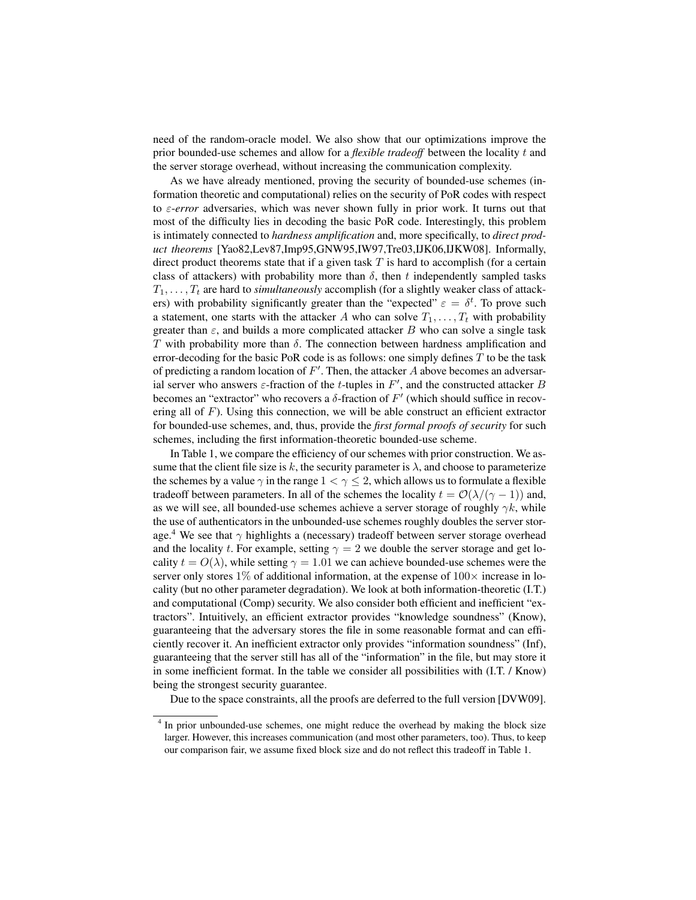need of the random-oracle model. We also show that our optimizations improve the prior bounded-use schemes and allow for a *flexible tradeoff* between the locality $t$ and the server storage overhead, without increasing the communication complexity.

As we have already mentioned, proving the security of bounded-use schemes (information theoretic and computational) relies on the security of PoR codes with respect to $\varepsilon$*-error* adversaries, which was never shown fully in prior work. It turns out that most of the difficulty lies in decoding the basic PoR code. Interestingly, this problem is intimately connected to *hardness amplification* and, more specifically, to *direct product theorems* [Yao82,Lev87,Imp95,GNW95,IW97,Tre03,IJK06,IJKW08]. Informally, direct product theorems state that if a given task $T$ is hard to accomplish (for a certain class of attackers) with probability more than $\delta$, then $t$ independently sampled tasks $T_1, \dots, T_t$ are hard to *simultaneously* accomplish (for a slightly weaker class of attackers) with probability significantly greater than the "expected" $\varepsilon = \delta^t$. To prove such a statement, one starts with the attacker $A$ who can solve $T_1, \dots, T_t$ with probability greater than $\varepsilon$, and builds a more complicated attacker $B$ who can solve a single task $T$ with probability more than $\delta$. The connection between hardness amplification and error-decoding for the basic PoR code is as follows: one simply defines $T$ to be the task of predicting a random location of $F'$. Then, the attacker $A$ above becomes an adversarial server who answers $\varepsilon$-fraction of the $t$-tuples in $F'$, and the constructed attacker $B$ becomes an "extractor" who recovers a $\delta$-fraction of $F'$ (which should suffice in recovering all of $F$). Using this connection, we will be able construct an efficient extractor for bounded-use schemes, and, thus, provide the *first formal proofs of security* for such schemes, including the first information-theoretic bounded-use scheme.

In Table 1, we compare the efficiency of our schemes with prior construction. We assume that the client file size is $k$, the security parameter is $\lambda$, and choose to parameterize the schemes by a value $\gamma$ in the range $1 < \gamma \leq 2$, which allows us to formulate a flexible tradeoff between parameters. In all of the schemes the locality $t = \mathcal{O}(\lambda/(\gamma - 1))$ and, as we will see, all bounded-use schemes achieve a server storage of roughly $\gamma k$, while the use of authenticators in the unbounded-use schemes roughly doubles the server storage.[4] We see that $\gamma$ highlights a (necessary) tradeoff between server storage overhead and the locality $t$. For example, setting $\gamma = 2$ we double the server storage and get locality $t = O(\lambda)$, while setting $\gamma = 1.01$ we can achieve bounded-use schemes were the server only stores $1\%$ of additional information, at the expense of $100\times$ increase in locality (but no other parameter degradation). We look at both information-theoretic (I.T.) and computational (Comp) security. We also consider both efficient and inefficient "extractors". Intuitively, an efficient extractor provides "knowledge soundness" (Know), guaranteeing that the adversary stores the file in some reasonable format and can efficiently recover it. An inefficient extractor only provides "information soundness" (Inf), guaranteeing that the server still has all of the "information" in the file, but may store it in some inefficient format. In the table we consider all possibilities with (I.T. / Know) being the strongest security guarantee.

Due to the space constraints, all the proofs are deferred to the full version [DVW09].

[4] In prior unbounded-use schemes, one might reduce the overhead by making the block size larger. However, this increases communication (and most other parameters, too). Thus, to keep our comparison fair, we assume fixed block size and do not reflect this tradeoff in Table 1.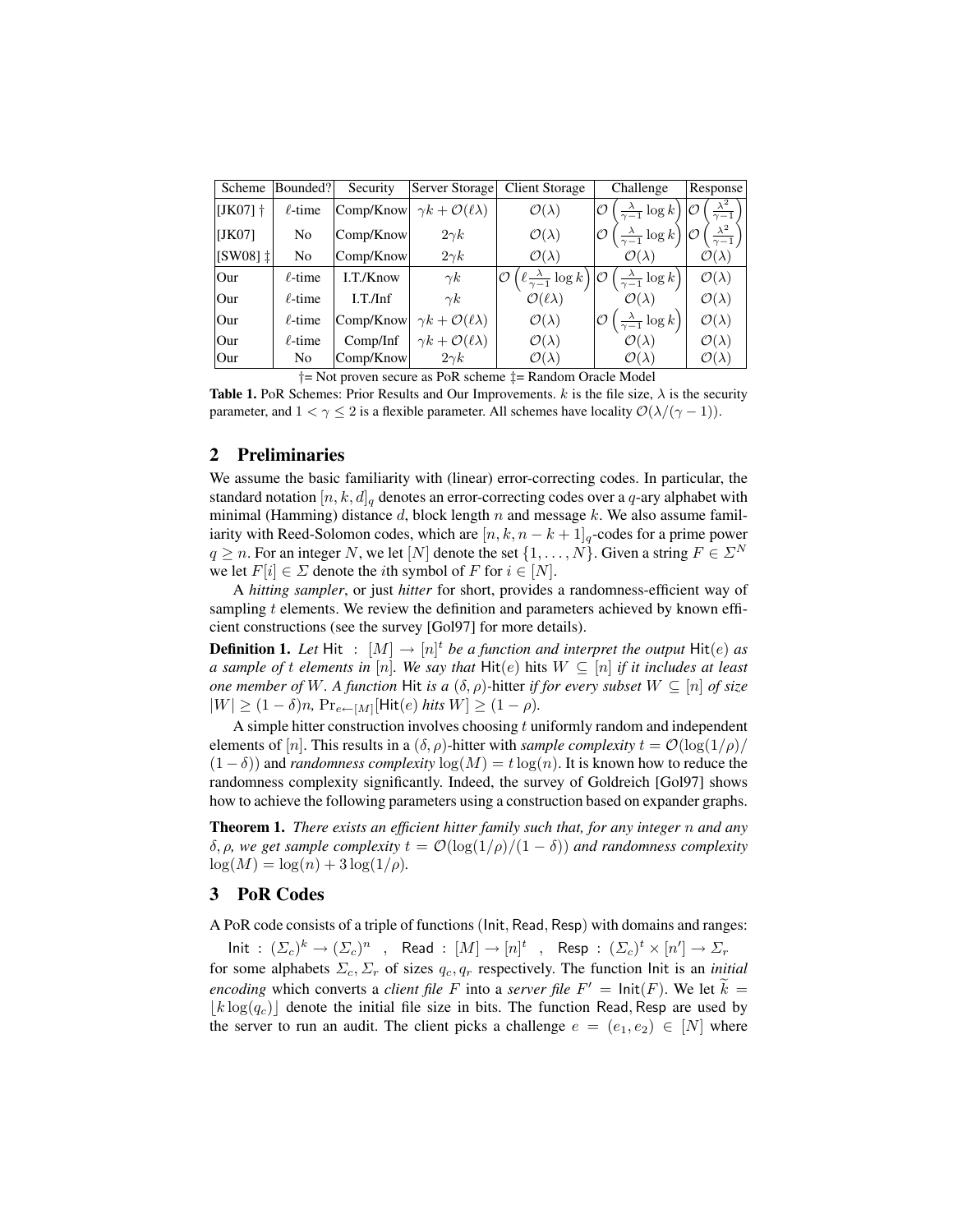| Scheme | Bounded? | Security | Server Storage | Client Storage | Challenge | Response |
|---|---|---|---|---|---|---|
| [JK07] † | $\ell$-time | Comp/Know | $\gamma k + \mathcal{O}(\ell\lambda)$ | $\mathcal{O}(\lambda)$ | $\mathcal{O}\left(\frac{\lambda}{\gamma-1}\log k\right)$ | $\mathcal{O}\left(\frac{\lambda^2}{\gamma-1}\right)$ |
| [JK07] | No | Comp/Know | $2\gamma k$ | $\mathcal{O}(\lambda)$ | $\mathcal{O}\left(\frac{\lambda}{\gamma-1}\log k\right)$ | $\mathcal{O}\left(\frac{\lambda^2}{\gamma-1}\right)$ |
| [SW08] ‡ | No | Comp/Know | $2\gamma k$ | $\mathcal{O}(\lambda)$ | $\mathcal{O}(\lambda)$ | $\mathcal{O}(\lambda)$ |
| Our | $\ell$-time | I.T./Know | $\gamma k$ | $\mathcal{O}\left(\ell\frac{\lambda}{\gamma-1}\log k\right)$ | $\mathcal{O}\left(\frac{\lambda}{\gamma-1}\log k\right)$ | $\mathcal{O}(\lambda)$ |
| Our | $\ell$-time | I.T./Inf | $\gamma k$ | $\mathcal{O}(\ell\lambda)$ | $\mathcal{O}(\lambda)$ | $\mathcal{O}(\lambda)$ |
| Our | $\ell$-time | Comp/Know | $\gamma k + \mathcal{O}(\ell\lambda)$ | $\mathcal{O}(\lambda)$ | $\mathcal{O}\left(\frac{\lambda}{\gamma-1}\log k\right)$ | $\mathcal{O}(\lambda)$ |
| Our | $\ell$-time | Comp/Inf | $\gamma k + \mathcal{O}(\ell\lambda)$ | $\mathcal{O}(\lambda)$ | $\mathcal{O}(\lambda)$ | $\mathcal{O}(\lambda)$ |
| Our | No | Comp/Know | $2\gamma k$ | $\mathcal{O}(\lambda)$ | $\mathcal{O}(\lambda)$ | $\mathcal{O}(\lambda)$ |

†= Not proven secure as PoR scheme ‡= Random Oracle Model

**Table 1.** PoR Schemes: Prior Results and Our Improvements. $k$ is the file size, $\lambda$ is the security parameter, and $1 < \gamma \leq 2$ is a flexible parameter. All schemes have locality $\mathcal{O}(\lambda/(\gamma-1))$.

## 2 Preliminaries

We assume the basic familiarity with (linear) error-correcting codes. In particular, the standard notation $[n, k, d]_q$ denotes an error-correcting codes over a $q$-ary alphabet with minimal (Hamming) distance $d$, block length $n$ and message $k$. We also assume familiarity with Reed-Solomon codes, which are $[n, k, n-k+1]_q$-codes for a prime power $q \geq n$. For an integer $N$, we let $[N]$ denote the set $\{1, \ldots, N\}$. Given a string $F \in \Sigma^N$ we let $F[i] \in \Sigma$ denote the $i$th symbol of $F$ for $i \in [N]$.

A *hitting sampler*, or just *hitter* for short, provides a randomness-efficient way of sampling $t$ elements. We review the definition and parameters achieved by known efficient constructions (see the survey [Gol97] for more details).

**Definition 1.** *Let* $\mathsf{Hit} : [M] \to [n]^t$ *be a function and interpret the output* $\mathsf{Hit}(e)$ *as a sample of* $t$ *elements in* $[n]$*. We say that* $\mathsf{Hit}(e)$ *hits* $W \subseteq [n]$ *if it includes at least one member of* $W$*. A function* $\mathsf{Hit}$ *is a* $(\delta, \rho)$*-hitter if for every subset* $W \subseteq [n]$ *of size* $|W| \geq (1-\delta)n$*,* $\Pr_{e \leftarrow [M]}[\mathsf{Hit}(e)$ *hits* $W] \geq (1-\rho)$*.*

A simple hitter construction involves choosing $t$ uniformly random and independent elements of $[n]$. This results in a $(\delta, \rho)$-hitter with *sample complexity* $t = \mathcal{O}(\log(1/\rho)/(1-\delta))$ and *randomness complexity* $\log(M) = t\log(n)$. It is known how to reduce the randomness complexity significantly. Indeed, the survey of Goldreich [Gol97] shows how to achieve the following parameters using a construction based on expander graphs.

**Theorem 1.** *There exists an efficient hitter family such that, for any integer* $n$ *and any* $\delta, \rho$*, we get sample complexity* $t = \mathcal{O}(\log(1/\rho)/(1-\delta))$ *and randomness complexity* $\log(M) = \log(n) + 3\log(1/\rho)$*.*

## 3 PoR Codes

A PoR code consists of a triple of functions $(\mathsf{Init}, \mathsf{Read}, \mathsf{Resp})$ with domains and ranges:

$$\mathsf{Init} : (\Sigma_c)^k \to (\Sigma_c)^n \quad , \quad \mathsf{Read} : [M] \to [n]^t \quad , \quad \mathsf{Resp} : (\Sigma_c)^t \times [n'] \to \Sigma_r$$

for some alphabets $\Sigma_c, \Sigma_r$ of sizes $q_c, q_r$ respectively. The function $\mathsf{Init}$ is an *initial encoding* which converts a *client file* $F$ into a *server file* $F' = \mathsf{Init}(F)$. We let $\widetilde{k} = \lfloor k\log(q_c)\rfloor$ denote the initial file size in bits. The function $\mathsf{Read}, \mathsf{Resp}$ are used by the server to run an audit. The client picks a challenge $e = (e_1, e_2) \in [N]$ where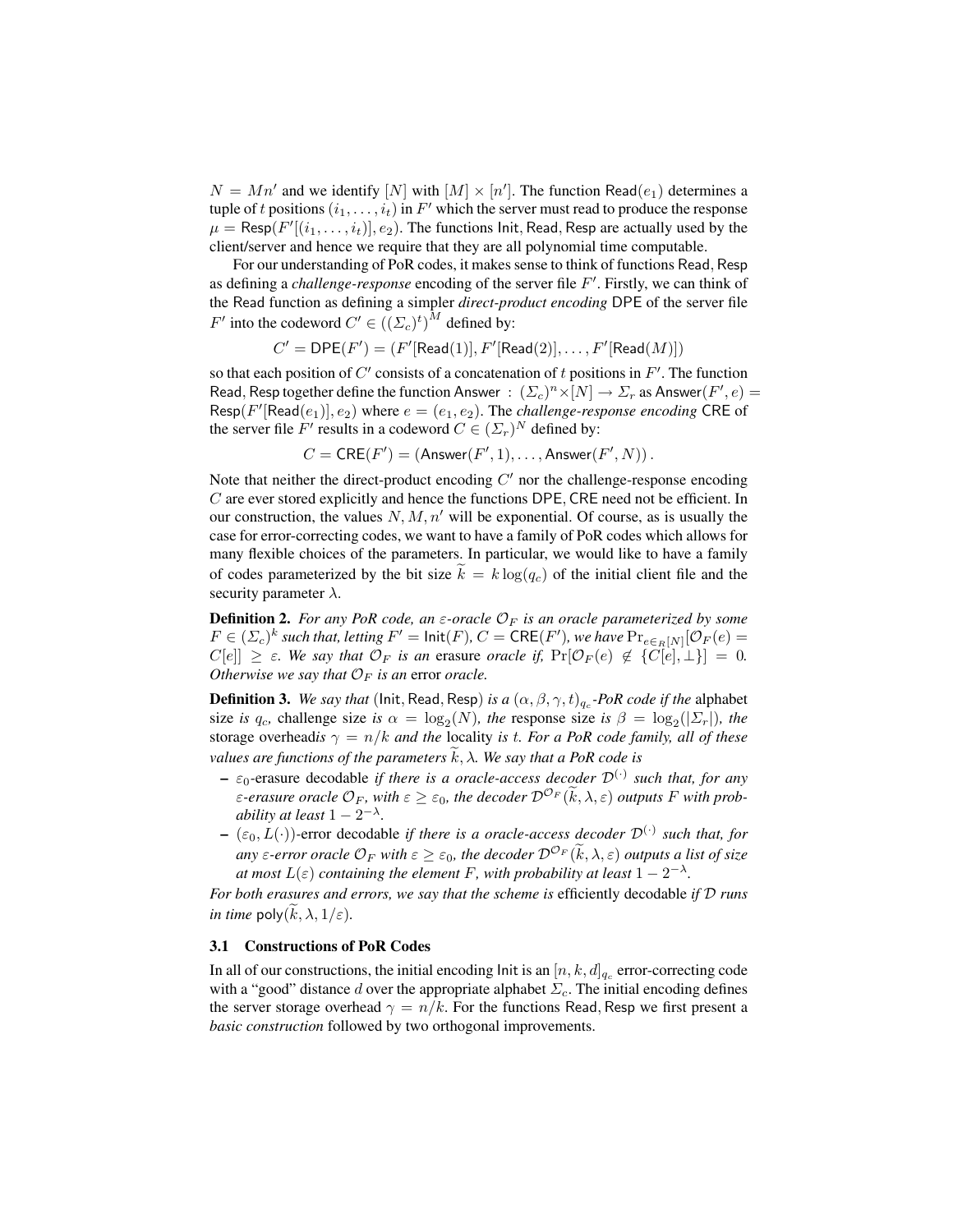$N = Mn'$ and we identify $[N]$ with $[M] \times [n']$. The function $\mathsf{Read}(e_1)$ determines a tuple of $t$ positions $(i_1, \ldots, i_t)$ in $F'$ which the server must read to produce the response $\mu = \mathsf{Resp}(F'[(i_1, \ldots, i_t)], e_2)$. The functions $\mathsf{Init}, \mathsf{Read}, \mathsf{Resp}$ are actually used by the client/server and hence we require that they are all polynomial time computable.

For our understanding of PoR codes, it makes sense to think of functions $\mathsf{Read}, \mathsf{Resp}$ as defining a *challenge-response* encoding of the server file $F'$. Firstly, we can think of the $\mathsf{Read}$ function as defining a simpler *direct-product encoding* $\mathsf{DPE}$ of the server file $F'$ into the codeword $C' \in ((\Sigma_c)^t)^M$ defined by:

$$C' = \mathsf{DPE}(F') = (F'[\mathsf{Read}(1)], F'[\mathsf{Read}(2)], \ldots, F'[\mathsf{Read}(M)])$$

so that each position of $C'$ consists of a concatenation of $t$ positions in $F'$. The function $\mathsf{Read}, \mathsf{Resp}$ together define the function $\mathsf{Answer} : (\Sigma_c)^n \times [N] \rightarrow \Sigma_r$ as $\mathsf{Answer}(F', e) = \mathsf{Resp}(F'[\mathsf{Read}(e_1)], e_2)$ where $e = (e_1, e_2)$. The *challenge-response encoding* $\mathsf{CRE}$ of the server file $F'$ results in a codeword $C \in (\Sigma_r)^N$ defined by:

$$C = \mathsf{CRE}(F') = (\mathsf{Answer}(F', 1), \ldots, \mathsf{Answer}(F', N)).$$

Note that neither the direct-product encoding $C'$ nor the challenge-response encoding $C$ are ever stored explicitly and hence the functions $\mathsf{DPE}, \mathsf{CRE}$ need not be efficient. In our construction, the values $N, M, n'$ will be exponential. Of course, as is usually the case for error-correcting codes, we want to have a family of PoR codes which allows for many flexible choices of the parameters. In particular, we would like to have a family of codes parameterized by the bit size $\widetilde{k} = k \log(q_c)$ of the initial client file and the security parameter $\lambda$.

**Definition 2.** *For any PoR code, an $\varepsilon$-oracle $\mathcal{O}_F$ is an oracle parameterized by some $F \in (\Sigma_c)^k$ such that, letting $F' = \mathsf{Init}(F)$, $C = \mathsf{CRE}(F')$, we have $\Pr_{e \in_R [N]}[\mathcal{O}_F(e) = C[e]] \geq \varepsilon$. We say that $\mathcal{O}_F$ is an* erasure *oracle if, $\Pr[\mathcal{O}_F(e) \notin \{C[e], \perp\}] = 0$. Otherwise we say that $\mathcal{O}_F$ is an* error *oracle.*

**Definition 3.** *We say that* $(\mathsf{Init}, \mathsf{Read}, \mathsf{Resp})$ *is a $(\alpha, \beta, \gamma, t)_{q_c}$-PoR code if the* alphabet size *is $q_c$,* challenge size *is $\alpha = \log_2(N)$, the* response size *is $\beta = \log_2(|\Sigma_r|)$, the* storage overhead*is $\gamma = n/k$ and the* locality *is $t$. For a PoR code family, all of these values are functions of the parameters $\widetilde{k}, \lambda$. We say that a PoR code is*

- $\varepsilon_0$-erasure decodable *if there is an oracle-access decoder $\mathcal{D}^{(\cdot)}$ such that, for any $\varepsilon$-erasure oracle $\mathcal{O}_F$, with $\varepsilon \geq \varepsilon_0$, the decoder $\mathcal{D}^{\mathcal{O}_F}(\widetilde{k}, \lambda, \varepsilon)$ outputs $F$ with probability at least $1 - 2^{-\lambda}$.*
- $(\varepsilon_0, L(\cdot))$-error decodable *if there is an oracle-access decoder $\mathcal{D}^{(\cdot)}$ such that, for any $\varepsilon$-error oracle $\mathcal{O}_F$ with $\varepsilon \geq \varepsilon_0$, the decoder $\mathcal{D}^{\mathcal{O}_F}(\widetilde{k}, \lambda, \varepsilon)$ outputs a list of size at most $L(\varepsilon)$ containing the element $F$, with probability at least $1 - 2^{-\lambda}$.*

*For both erasures and errors, we say that the scheme is* efficiently decodable *if $\mathcal{D}$ runs in time $\mathsf{poly}(\widetilde{k}, \lambda, 1/\varepsilon)$.*

### 3.1 Constructions of PoR Codes

In all of our constructions, the initial encoding $\mathsf{Init}$ is an $[n, k, d]_{q_c}$ error-correcting code with a "good" distance $d$ over the appropriate alphabet $\Sigma_c$. The initial encoding defines the server storage overhead $\gamma = n/k$. For the functions $\mathsf{Read}, \mathsf{Resp}$ we first present a *basic construction* followed by two orthogonal improvements.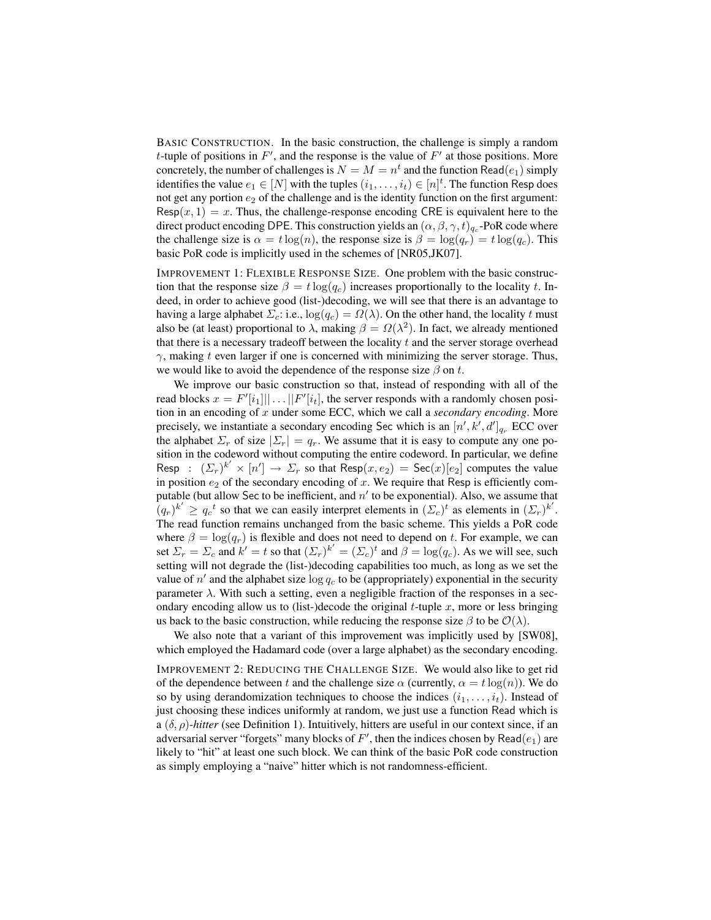BASIC CONSTRUCTION. In the basic construction, the challenge is simply a random $t$-tuple of positions in $F'$, and the response is the value of $F'$ at those positions. More concretely, the number of challenges is $N = M = n^t$ and the function $\mathsf{Read}(e_1)$ simply identifies the value $e_1 \in [N]$ with the tuples $(i_1, \ldots, i_t) \in [n]^t$. The function $\mathsf{Resp}$ does not get any portion $e_2$ of the challenge and is the identity function on the first argument: $\mathsf{Resp}(x, 1) = x$. Thus, the challenge-response encoding $\mathsf{CRE}$ is equivalent here to the direct product encoding $\mathsf{DPE}$. This construction yields an $(\alpha, \beta, \gamma, t)_{q_c}$-PoR code where the challenge size is $\alpha = t\log(n)$, the response size is $\beta = \log(q_r) = t\log(q_c)$. This basic PoR code is implicitly used in the schemes of [NR05,JK07].

IMPROVEMENT 1: FLEXIBLE RESPONSE SIZE. One problem with the basic construction that the response size $\beta = t\log(q_c)$ increases proportionally to the locality $t$. Indeed, in order to achieve good (list-)decoding, we will see that there is an advantage to having a large alphabet $\Sigma_c$: i.e., $\log(q_c) = \Omega(\lambda)$. On the other hand, the locality $t$ must also be (at least) proportional to $\lambda$, making $\beta = \Omega(\lambda^2)$. In fact, we already mentioned that there is a necessary tradeoff between the locality $t$ and the server storage overhead $\gamma$, making $t$ even larger if one is concerned with minimizing the server storage. Thus, we would like to avoid the dependence of the response size $\beta$ on $t$.

We improve our basic construction so that, instead of responding with all of the read blocks $x = F'[i_1]||\ldots||F'[i_t]$, the server responds with a randomly chosen position in an encoding of $x$ under some ECC, which we call a *secondary encoding*. More precisely, we instantiate a secondary encoding $\mathsf{Sec}$ which is an $[n', k', d']_{q_r}$ ECC over the alphabet $\Sigma_r$ of size $|\Sigma_r| = q_r$. We assume that it is easy to compute any one position in the codeword without computing the entire codeword. In particular, we define $\mathsf{Resp} : (\Sigma_r)^{k'} \times [n'] \to \Sigma_r$ so that $\mathsf{Resp}(x, e_2) = \mathsf{Sec}(x)[e_2]$ computes the value in position $e_2$ of the secondary encoding of $x$. We require that $\mathsf{Resp}$ is efficiently computable (but allow $\mathsf{Sec}$ to be inefficient, and $n'$ to be exponential). Also, we assume that $(q_r)^{k'} \geq {q_c}^t$ so that we can easily interpret elements in $(\Sigma_c)^t$ as elements in $(\Sigma_r)^{k'}$. The read function remains unchanged from the basic scheme. This yields a PoR code where $\beta = \log(q_r)$ is flexible and does not need to depend on $t$. For example, we can set $\Sigma_r = \Sigma_c$ and $k' = t$ so that $(\Sigma_r)^{k'} = (\Sigma_c)^t$ and $\beta = \log(q_c)$. As we will see, such setting will not degrade the (list-)decoding capabilities too much, as long as we set the value of $n'$ and the alphabet size $\log q_c$ to be (appropriately) exponential in the security parameter $\lambda$. With such a setting, even a negligible fraction of the responses in a secondary encoding allow us to (list-)decode the original $t$-tuple $x$, more or less bringing us back to the basic construction, while reducing the response size $\beta$ to be $\mathcal{O}(\lambda)$.

We also note that a variant of this improvement was implicitly used by [SW08], which employed the Hadamard code (over a large alphabet) as the secondary encoding.

IMPROVEMENT 2: REDUCING THE CHALLENGE SIZE. We would also like to get rid of the dependence between $t$ and the challenge size $\alpha$ (currently, $\alpha = t\log(n)$). We do so by using derandomization techniques to choose the indices $(i_1, \ldots, i_t)$. Instead of just choosing these indices uniformly at random, we just use a function $\mathsf{Read}$ which is a $(\delta, \rho)$-*hitter* (see Definition 1). Intuitively, hitters are useful in our context since, if an adversarial server "forgets" many blocks of $F'$, then the indices chosen by $\mathsf{Read}(e_1)$ are likely to "hit" at least one such block. We can think of the basic PoR code construction as simply employing a "naive" hitter which is not randomness-efficient.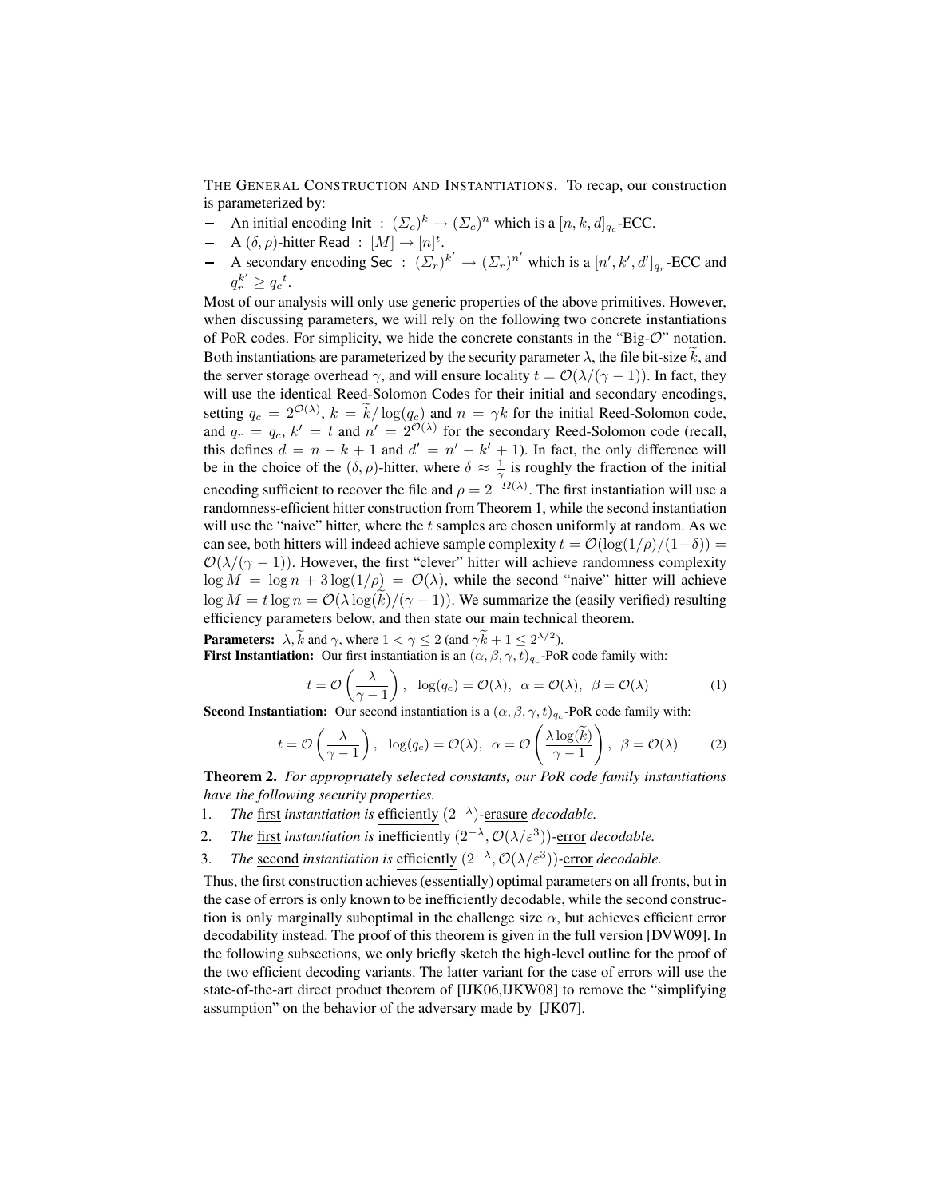THE GENERAL CONSTRUCTION AND INSTANTIATIONS. To recap, our construction is parameterized by:

- An initial encoding $\mathsf{Init} : (\Sigma_c)^k \to (\Sigma_c)^n$ which is a $[n, k, d]_{q_c}$-ECC.
- A $(\delta, \rho)$-hitter $\mathsf{Read} : [M] \to [n]^t$.
- A secondary encoding $\mathsf{Sec} : (\Sigma_r)^{k'} \to (\Sigma_r)^{n'}$ which is a $[n', k', d']_{q_r}$-ECC and $q_r^{k'} \geq q_c{}^t$.

Most of our analysis will only use generic properties of the above primitives. However, when discussing parameters, we will rely on the following two concrete instantiations of PoR codes. For simplicity, we hide the concrete constants in the "Big-$\mathcal{O}$" notation. Both instantiations are parameterized by the security parameter $\lambda$, the file bit-size $\widetilde{k}$, and the server storage overhead $\gamma$, and will ensure locality $t = \mathcal{O}(\lambda/(\gamma - 1))$. In fact, they will use the identical Reed-Solomon Codes for their initial and secondary encodings, setting $q_c = 2^{\mathcal{O}(\lambda)}$, $k = \widetilde{k}/\log(q_c)$ and $n = \gamma k$ for the initial Reed-Solomon code, and $q_r = q_c$, $k' = t$ and $n' = 2^{\mathcal{O}(\lambda)}$ for the secondary Reed-Solomon code (recall, this defines $d = n - k + 1$ and $d' = n' - k' + 1$). In fact, the only difference will be in the choice of the $(\delta, \rho)$-hitter, where $\delta \approx \frac{1}{\gamma}$ is roughly the fraction of the initial encoding sufficient to recover the file and $\rho = 2^{-\Omega(\lambda)}$. The first instantiation will use a randomness-efficient hitter construction from Theorem 1, while the second instantiation will use the "naive" hitter, where the $t$ samples are chosen uniformly at random. As we can see, both hitters will indeed achieve sample complexity $t = \mathcal{O}(\log(1/\rho)/(1-\delta)) = \mathcal{O}(\lambda/(\gamma - 1))$. However, the first "clever" hitter will achieve randomness complexity $\log M = \log n + 3\log(1/\rho) = \mathcal{O}(\lambda)$, while the second "naive" hitter will achieve $\log M = t \log n = \mathcal{O}(\lambda \log(\widetilde{k})/(\gamma - 1))$. We summarize the (easily verified) resulting efficiency parameters below, and then state our main technical theorem.

**Parameters:** $\lambda, \widetilde{k}$ and $\gamma$, where $1 < \gamma \leq 2$ (and $\gamma\widetilde{k} + 1 \leq 2^{\lambda/2}$).

**First Instantiation:** Our first instantiation is an $(\alpha, \beta, \gamma, t)_{q_c}$-PoR code family with:

$$t = \mathcal{O}\left(\frac{\lambda}{\gamma - 1}\right), \quad \log(q_c) = \mathcal{O}(\lambda), \quad \alpha = \mathcal{O}(\lambda), \quad \beta = \mathcal{O}(\lambda) \tag{1}$$

**Second Instantiation:** Our second instantiation is a $(\alpha, \beta, \gamma, t)_{q_c}$-PoR code family with:

$$t = \mathcal{O}\left(\frac{\lambda}{\gamma - 1}\right), \quad \log(q_c) = \mathcal{O}(\lambda), \quad \alpha = \mathcal{O}\left(\frac{\lambda \log(\widetilde{k})}{\gamma - 1}\right), \quad \beta = \mathcal{O}(\lambda) \tag{2}$$

**Theorem 2.** *For appropriately selected constants, our PoR code family instantiations have the following security properties.*

1. *The* first *instantiation is* efficiently $(2^{-\lambda})$-erasure *decodable.*
2. *The* first *instantiation is* inefficiently $(2^{-\lambda}, \mathcal{O}(\lambda/\varepsilon^3))$-error *decodable.*
3. *The* second *instantiation is* efficiently $(2^{-\lambda}, \mathcal{O}(\lambda/\varepsilon^3))$-error *decodable.*

Thus, the first construction achieves (essentially) optimal parameters on all fronts, but in the case of errors is only known to be inefficiently decodable, while the second construction is only marginally suboptimal in the challenge size $\alpha$, but achieves efficient error decodability instead. The proof of this theorem is given in the full version [DVW09]. In the following subsections, we only briefly sketch the high-level outline for the proof of the two efficient decoding variants. The latter variant for the case of errors will use the state-of-the-art direct product theorem of [IJK06,IJKW08] to remove the "simplifying assumption" on the behavior of the adversary made by [JK07].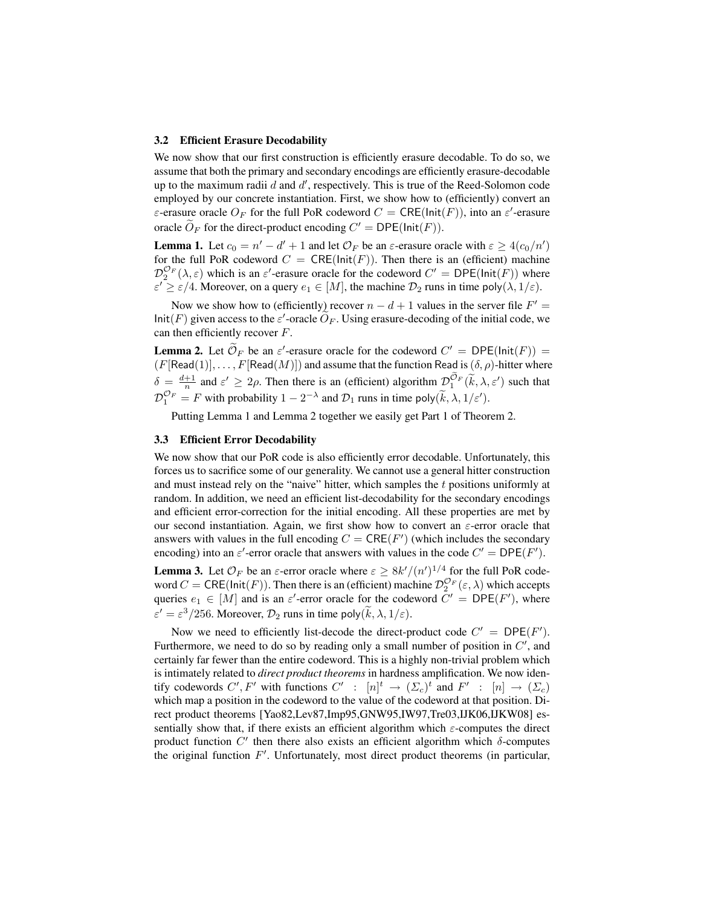### 3.2 Efficient Erasure Decodability

We now show that our first construction is efficiently erasure decodable. To do so, we assume that both the primary and secondary encodings are efficiently erasure-decodable up to the maximum radii $d$ and $d'$, respectively. This is true of the Reed-Solomon code employed by our concrete instantiation. First, we show how to (efficiently) convert an $\varepsilon$-erasure oracle $O_F$ for the full PoR codeword $C = \mathsf{CRE}(\mathsf{Init}(F))$, into an $\varepsilon'$-erasure oracle $\widetilde{O}_F$ for the direct-product encoding $C' = \mathsf{DPE}(\mathsf{Init}(F))$.

**Lemma 1.** Let $c_0 = n' - d' + 1$ and let $\mathcal{O}_F$ be an $\varepsilon$-erasure oracle with $\varepsilon \geq 4(c_0/n')$ for the full PoR codeword $C = \mathsf{CRE}(\mathsf{Init}(F))$. Then there is an (efficient) machine $\mathcal{D}_2^{\mathcal{O}_F}(\lambda, \varepsilon)$ which is an $\varepsilon'$-erasure oracle for the codeword $C' = \mathsf{DPE}(\mathsf{Init}(F))$ where $\varepsilon' \geq \varepsilon/4$. Moreover, on a query $e_1 \in [M]$, the machine $\mathcal{D}_2$ runs in time $\mathsf{poly}(\lambda, 1/\varepsilon)$.

Now we show how to (efficiently) recover $n - d + 1$ values in the server file $F' = \mathsf{Init}(F)$ given access to the $\varepsilon'$-oracle $\widetilde{O}_F$. Using erasure-decoding of the initial code, we can then efficiently recover $F$.

**Lemma 2.** Let $\widetilde{\mathcal{O}}_F$ be an $\varepsilon'$-erasure oracle for the codeword $C' = \mathsf{DPE}(\mathsf{Init}(F)) = (F[\mathsf{Read}(1)], \ldots, F[\mathsf{Read}(M)])$ and assume that the function $\mathsf{Read}$ is $(\delta, \rho)$-hitter where $\delta = \frac{d+1}{n}$ and $\varepsilon' \geq 2\rho$. Then there is an (efficient) algorithm $\mathcal{D}_1^{\widetilde{\mathcal{O}}_F}(\widetilde{k}, \lambda, \varepsilon')$ such that $\mathcal{D}_1^{\mathcal{O}_F} = F$ with probability $1 - 2^{-\lambda}$ and $\mathcal{D}_1$ runs in time $\mathsf{poly}(\widetilde{k}, \lambda, 1/\varepsilon')$.

Putting Lemma 1 and Lemma 2 together we easily get Part 1 of Theorem 2.

### 3.3 Efficient Error Decodability

We now show that our PoR code is also efficiently error decodable. Unfortunately, this forces us to sacrifice some of our generality. We cannot use a general hitter construction and must instead rely on the "naive" hitter, which samples the $t$ positions uniformly at random. In addition, we need an efficient list-decodability for the secondary encodings and efficient error-correction for the initial encoding. All these properties are met by our second instantiation. Again, we first show how to convert an $\varepsilon$-error oracle that answers with values in the full encoding $C = \mathsf{CRE}(F')$ (which includes the secondary encoding) into an $\varepsilon'$-error oracle that answers with values in the code $C' = \mathsf{DPE}(F')$.

**Lemma 3.** Let $\mathcal{O}_F$ be an $\varepsilon$-error oracle where $\varepsilon \geq 8k'/(n')^{1/4}$ for the full PoR codeword $C = \mathsf{CRE}(\mathsf{Init}(F))$. Then there is an (efficient) machine $\mathcal{D}_2^{\mathcal{O}_F}(\varepsilon, \lambda)$ which accepts queries $e_1 \in [M]$ and is an $\varepsilon'$-error oracle for the codeword $C' = \mathsf{DPE}(F')$, where $\varepsilon' = \varepsilon^3/256$. Moreover, $\mathcal{D}_2$ runs in time $\mathsf{poly}(\widetilde{k}, \lambda, 1/\varepsilon)$.

Now we need to efficiently list-decode the direct-product code $C' = \mathsf{DPE}(F')$. Furthermore, we need to do so by reading only a small number of position in $C'$, and certainly far fewer than the entire codeword. This is a highly non-trivial problem which is intimately related to *direct product theorems* in hardness amplification. We now identify codewords $C', F'$ with functions $C' : [n]^t \rightarrow (\Sigma_c)^t$ and $F' : [n] \rightarrow (\Sigma_c)$ which map a position in the codeword to the value of the codeword at that position. Direct product theorems [Yao82,Lev87,Imp95,GNW95,IW97,Tre03,IJK06,IJKW08] essentially show that, if there exists an efficient algorithm which $\varepsilon$-computes the direct product function $C'$ then there also exists an efficient algorithm which $\delta$-computes the original function $F'$. Unfortunately, most direct product theorems (in particular,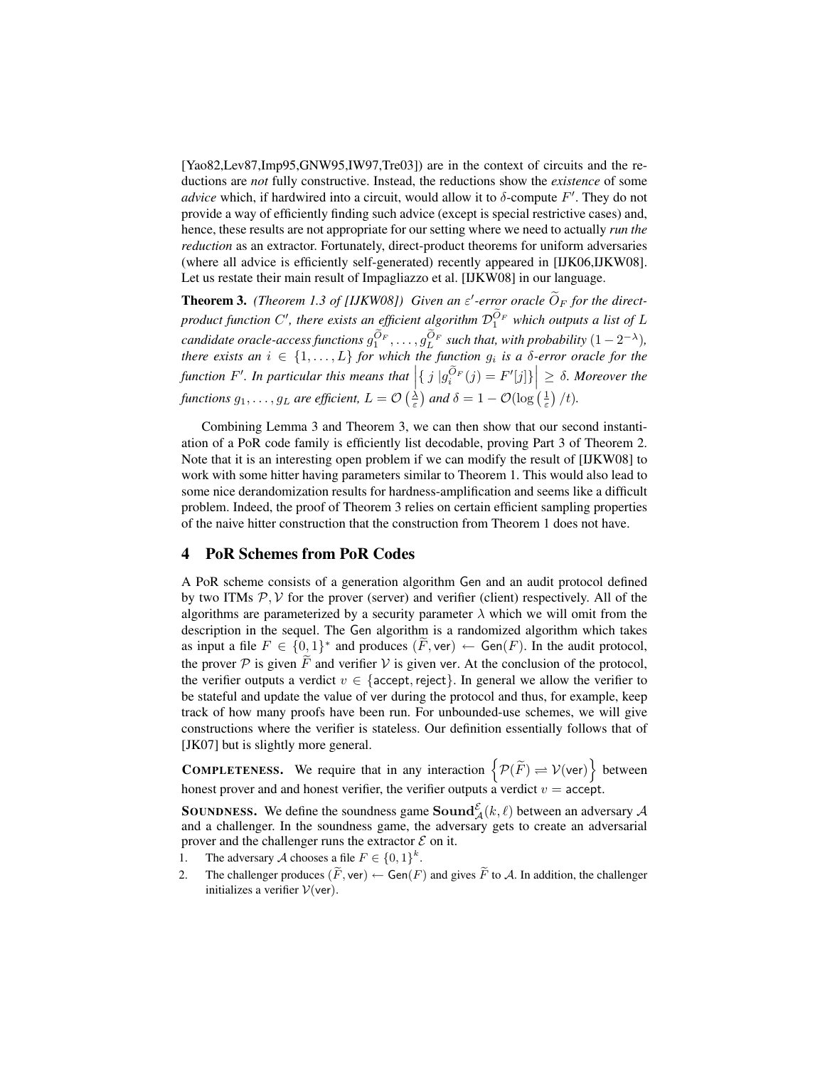[Yao82,Lev87,Imp95,GNW95,IW97,Tre03]) are in the context of circuits and the reductions are *not* fully constructive. Instead, the reductions show the *existence* of some *advice* which, if hardwired into a circuit, would allow it to $\delta$-compute $F'$. They do not provide a way of efficiently finding such advice (except is special restrictive cases) and, hence, these results are not appropriate for our setting where we need to actually *run the reduction* as an extractor. Fortunately, direct-product theorems for uniform adversaries (where all advice is efficiently self-generated) recently appeared in [IJK06,IJKW08]. Let us restate their main result of Impagliazzo et al. [IJKW08] in our language.

**Theorem 3.** *(Theorem 1.3 of [IJKW08]) Given an $\varepsilon'$-error oracle $\widetilde{O}_F$ for the direct-product function $C'$, there exists an efficient algorithm $\mathcal{D}_1^{\widetilde{O}_F}$ which outputs a list of $L$ candidate oracle-access functions $g_1^{\widetilde{O}_F}, \ldots, g_L^{\widetilde{O}_F}$ such that, with probability $(1 - 2^{-\lambda})$, there exists an $i \in \{1, \ldots, L\}$ for which the function $g_i$ is a $\delta$-error oracle for the function $F'$. In particular this means that $\left|\{ j \,|g_i^{\widetilde{O}_F}(j) = F'[j]\}\right| \geq \delta$. Moreover the functions $g_1, \ldots, g_L$ are efficient, $L = \mathcal{O}\left(\frac{\lambda}{\varepsilon}\right)$ and $\delta = 1 - \mathcal{O}(\log\left(\frac{1}{\varepsilon}\right)/t)$.*

Combining Lemma 3 and Theorem 3, we can then show that our second instantiation of a PoR code family is efficiently list decodable, proving Part 3 of Theorem 2. Note that it is an interesting open problem if we can modify the result of [IJKW08] to work with some hitter having parameters similar to Theorem 1. This would also lead to some nice derandomization results for hardness-amplification and seems like a difficult problem. Indeed, the proof of Theorem 3 relies on certain efficient sampling properties of the naive hitter construction that the construction from Theorem 1 does not have.

## 4 PoR Schemes from PoR Codes

A PoR scheme consists of a generation algorithm $\mathsf{Gen}$ and an audit protocol defined by two ITMs $\mathcal{P}, \mathcal{V}$ for the prover (server) and verifier (client) respectively. All of the algorithms are parameterized by a security parameter $\lambda$ which we will omit from the description in the sequel. The $\mathsf{Gen}$ algorithm is a randomized algorithm which takes as input a file $F \in \{0,1\}^*$ and produces $(\widetilde{F}, \mathsf{ver}) \leftarrow \mathsf{Gen}(F)$. In the audit protocol, the prover $\mathcal{P}$ is given $\widetilde{F}$ and verifier $\mathcal{V}$ is given $\mathsf{ver}$. At the conclusion of the protocol, the verifier outputs a verdict $v \in \{\mathsf{accept}, \mathsf{reject}\}$. In general we allow the verifier to be stateful and update the value of $\mathsf{ver}$ during the protocol and thus, for example, keep track of how many proofs have been run. For unbounded-use schemes, we will give constructions where the verifier is stateless. Our definition essentially follows that of [JK07] but is slightly more general.

**COMPLETENESS.** We require that in any interaction $\left\{\mathcal{P}(\widetilde{F}) \rightleftharpoons \mathcal{V}(\mathsf{ver})\right\}$ between honest prover and and honest verifier, the verifier outputs a verdict $v = \mathsf{accept}$.

**SOUNDNESS.** We define the soundness game $\mathbf{Sound}_{\mathcal{A}}^{\mathcal{E}}(k, \ell)$ between an adversary $\mathcal{A}$ and a challenger. In the soundness game, the adversary gets to create an adversarial prover and the challenger runs the extractor $\mathcal{E}$ on it.

1. The adversary $\mathcal{A}$ chooses a file $F \in \{0,1\}^k$.
2. The challenger produces $(\widetilde{F}, \mathsf{ver}) \leftarrow \mathsf{Gen}(F)$ and gives $\widetilde{F}$ to $\mathcal{A}$. In addition, the challenger initializes a verifier $\mathcal{V}(\mathsf{ver})$.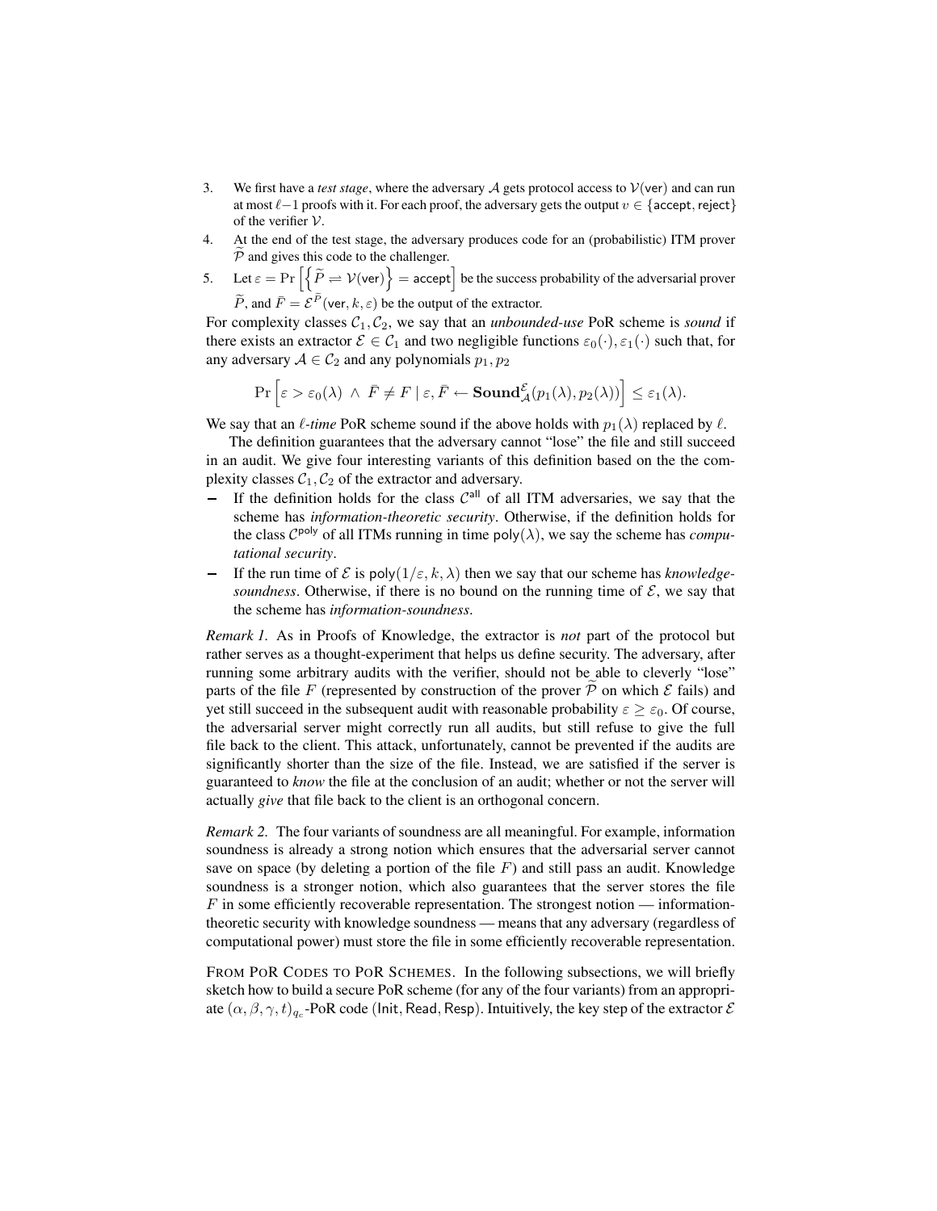3. We first have a *test stage*, where the adversary $\mathcal{A}$ gets protocol access to $\mathcal{V}(\mathsf{ver})$ and can run at most $\ell-1$ proofs with it. For each proof, the adversary gets the output $v \in \{\mathsf{accept}, \mathsf{reject}\}$ of the verifier $\mathcal{V}$.
4. At the end of the test stage, the adversary produces code for an (probabilistic) ITM prover $\widetilde{\mathcal{P}}$ and gives this code to the challenger.
5. Let $\varepsilon = \Pr\left[\left\{\widetilde{P} \rightleftharpoons \mathcal{V}(\mathsf{ver})\right\} = \mathsf{accept}\right]$ be the success probability of the adversarial prover $\widetilde{P}$, and $\bar{F} = \mathcal{E}^{\widetilde{P}}(\mathsf{ver}, k, \varepsilon)$ be the output of the extractor.

For complexity classes $\mathcal{C}_1, \mathcal{C}_2$, we say that an *unbounded-use* PoR scheme is *sound* if there exists an extractor $\mathcal{E} \in \mathcal{C}_1$ and two negligible functions $\varepsilon_0(\cdot), \varepsilon_1(\cdot)$ such that, for any adversary $\mathcal{A} \in \mathcal{C}_2$ and any polynomials $p_1, p_2$

$$\Pr\left[\varepsilon > \varepsilon_0(\lambda) \ \wedge\ \bar{F} \neq F \mid \varepsilon, \bar{F} \leftarrow \mathbf{Sound}^{\mathcal{E}}_{\mathcal{A}}(p_1(\lambda), p_2(\lambda))\right] \leq \varepsilon_1(\lambda).$$

We say that an $\ell$-*time* PoR scheme sound if the above holds with $p_1(\lambda)$ replaced by $\ell$.

The definition guarantees that the adversary cannot "lose" the file and still succeed in an audit. We give four interesting variants of this definition based on the the complexity classes $\mathcal{C}_1, \mathcal{C}_2$ of the extractor and adversary.

- If the definition holds for the class $\mathcal{C}^{\mathsf{all}}$ of all ITM adversaries, we say that the scheme has *information-theoretic security*. Otherwise, if the definition holds for the class $\mathcal{C}^{\mathsf{poly}}$ of all ITMs running in time $\mathsf{poly}(\lambda)$, we say the scheme has *computational security*.
- If the run time of $\mathcal{E}$ is $\mathsf{poly}(1/\varepsilon, k, \lambda)$ then we say that our scheme has *knowledge-soundness*. Otherwise, if there is no bound on the running time of $\mathcal{E}$, we say that the scheme has *information-soundness*.

*Remark 1.* As in Proofs of Knowledge, the extractor is *not* part of the protocol but rather serves as a thought-experiment that helps us define security. The adversary, after running some arbitrary audits with the verifier, should not be able to cleverly "lose" parts of the file $F$ (represented by construction of the prover $\widetilde{\mathcal{P}}$ on which $\mathcal{E}$ fails) and yet still succeed in the subsequent audit with reasonable probability $\varepsilon \geq \varepsilon_0$. Of course, the adversarial server might correctly run all audits, but still refuse to give the full file back to the client. This attack, unfortunately, cannot be prevented if the audits are significantly shorter than the size of the file. Instead, we are satisfied if the server is guaranteed to *know* the file at the conclusion of an audit; whether or not the server will actually *give* that file back to the client is an orthogonal concern.

*Remark 2.* The four variants of soundness are all meaningful. For example, information soundness is already a strong notion which ensures that the adversarial server cannot save on space (by deleting a portion of the file $F$) and still pass an audit. Knowledge soundness is a stronger notion, which also guarantees that the server stores the file $F$ in some efficiently recoverable representation. The strongest notion — information-theoretic security with knowledge soundness — means that any adversary (regardless of computational power) must store the file in some efficiently recoverable representation.

FROM PoR CODES TO PoR SCHEMES. In the following subsections, we will briefly sketch how to build a secure PoR scheme (for any of the four variants) from an appropriate $(\alpha, \beta, \gamma, t)_{q_c}$-PoR code $(\mathsf{Init}, \mathsf{Read}, \mathsf{Resp})$. Intuitively, the key step of the extractor $\mathcal{E}$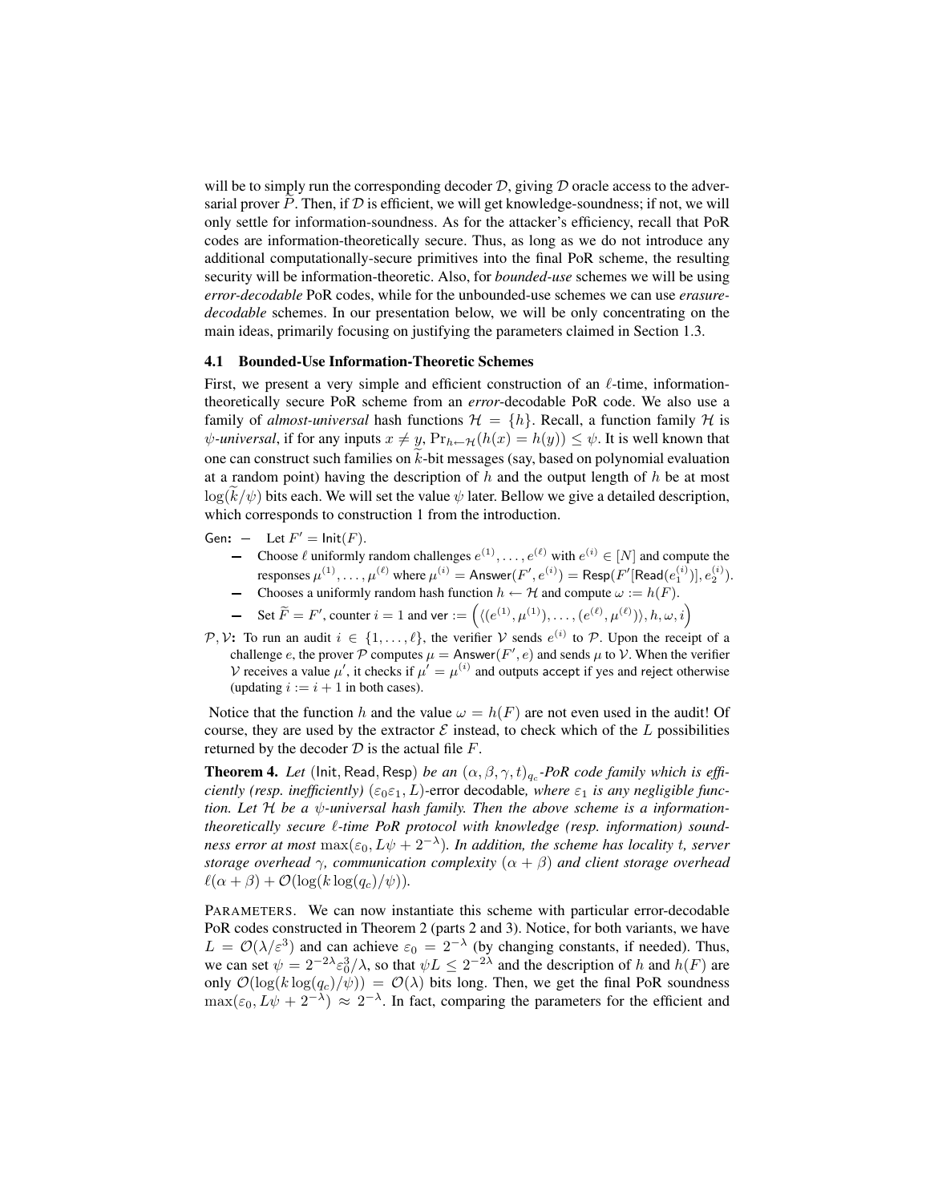will be to simply run the corresponding decoder $\mathcal{D}$, giving $\mathcal{D}$ oracle access to the adversarial prover $\widetilde{P}$. Then, if $\mathcal{D}$ is efficient, we will get knowledge-soundness; if not, we will only settle for information-soundness. As for the attacker's efficiency, recall that PoR codes are information-theoretically secure. Thus, as long as we do not introduce any additional computationally-secure primitives into the final PoR scheme, the resulting security will be information-theoretic. Also, for *bounded-use* schemes we will be using *error-decodable* PoR codes, while for the unbounded-use schemes we can use *erasure-decodable* schemes. In our presentation below, we will be only concentrating on the main ideas, primarily focusing on justifying the parameters claimed in Section 1.3.

### 4.1 Bounded-Use Information-Theoretic Schemes

First, we present a very simple and efficient construction of an $\ell$-time, information-theoretically secure PoR scheme from an *error*-decodable PoR code. We also use a family of *almost-universal* hash functions $\mathcal{H} = \{h\}$. Recall, a function family $\mathcal{H}$ is $\psi$*-universal*, if for any inputs $x \neq y$, $\Pr_{h \leftarrow \mathcal{H}}(h(x) = h(y)) \leq \psi$. It is well known that one can construct such families on $\widetilde{k}$-bit messages (say, based on polynomial evaluation at a random point) having the description of $h$ and the output length of $h$ be at most $\log(\widetilde{k}/\psi)$ bits each. We will set the value $\psi$ later. Bellow we give a detailed description, which corresponds to construction 1 from the introduction.

Gen: 
- Let $F' = \mathsf{Init}(F)$.
- Choose $\ell$ uniformly random challenges $e^{(1)}, \ldots, e^{(\ell)}$ with $e^{(i)} \in [N]$ and compute the responses $\mu^{(1)}, \ldots, \mu^{(\ell)}$ where $\mu^{(i)} = \mathsf{Answer}(F', e^{(i)}) = \mathsf{Resp}(F'[\mathsf{Read}(e_1^{(i)})], e_2^{(i)})$.
- Chooses a uniformly random hash function $h \leftarrow \mathcal{H}$ and compute $\omega := h(F)$.
- Set $\widetilde{F} = F'$, counter $i = 1$ and $\mathsf{ver} := \left( \langle (e^{(1)}, \mu^{(1)}), \ldots, (e^{(\ell)}, \mu^{(\ell)}) \rangle, h, \omega, i \right)$

$\mathcal{P}, \mathcal{V}$: To run an audit $i \in \{1, \ldots, \ell\}$, the verifier $\mathcal{V}$ sends $e^{(i)}$ to $\mathcal{P}$. Upon the receipt of a challenge $e$, the prover $\mathcal{P}$ computes $\mu = \mathsf{Answer}(F', e)$ and sends $\mu$ to $\mathcal{V}$. When the verifier $\mathcal{V}$ receives a value $\mu'$, it checks if $\mu' = \mu^{(i)}$ and outputs accept if yes and reject otherwise (updating $i := i + 1$ in both cases).

Notice that the function $h$ and the value $\omega = h(F)$ are not even used in the audit! Of course, they are used by the extractor $\mathcal{E}$ instead, to check which of the $L$ possibilities returned by the decoder $\mathcal{D}$ is the actual file $F$.

**Theorem 4.** *Let* $(\mathsf{Init}, \mathsf{Read}, \mathsf{Resp})$ *be an* $(\alpha, \beta, \gamma, t)_{q_c}$*-PoR code family which is efficiently (resp. inefficiently)* $(\varepsilon_0\varepsilon_1, L)$*-error decodable, where* $\varepsilon_1$ *is any negligible function. Let* $\mathcal{H}$ *be a* $\psi$*-universal hash family. Then the above scheme is a information-theoretically secure* $\ell$*-time PoR protocol with knowledge (resp. information) soundness error at most* $\max(\varepsilon_0, L\psi + 2^{-\lambda})$*. In addition, the scheme has locality* $t$*, server storage overhead* $\gamma$*, communication complexity* $(\alpha + \beta)$ *and client storage overhead* $\ell(\alpha + \beta) + \mathcal{O}(\log(k \log(q_c)/\psi))$*.*

PARAMETERS. We can now instantiate this scheme with particular error-decodable PoR codes constructed in Theorem 2 (parts 2 and 3). Notice, for both variants, we have $L = \mathcal{O}(\lambda/\varepsilon^3)$ and can achieve $\varepsilon_0 = 2^{-\lambda}$ (by changing constants, if needed). Thus, we can set $\psi = 2^{-2\lambda}\varepsilon_0^3/\lambda$, so that $\psi L \leq 2^{-2\lambda}$ and the description of $h$ and $h(F)$ are only $\mathcal{O}(\log(k \log(q_c)/\psi)) = \mathcal{O}(\lambda)$ bits long. Then, we get the final PoR soundness $\max(\varepsilon_0, L\psi + 2^{-\lambda}) \approx 2^{-\lambda}$. In fact, comparing the parameters for the efficient and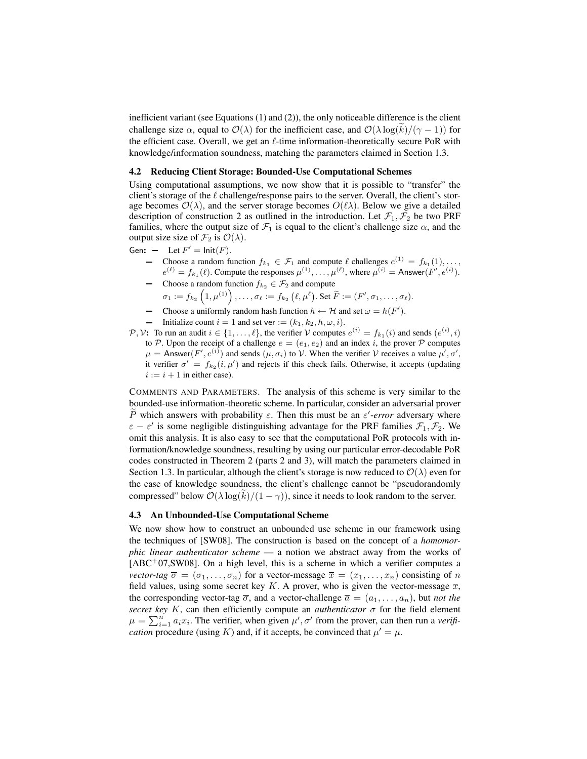inefficient variant (see Equations (1) and (2)), the only noticeable difference is the client challenge size $\alpha$, equal to $\mathcal{O}(\lambda)$ for the inefficient case, and $\mathcal{O}(\lambda \log(\widetilde{k})/(\gamma - 1))$ for the efficient case. Overall, we get an $\ell$-time information-theoretically secure PoR with knowledge/information soundness, matching the parameters claimed in Section 1.3.

### 4.2 Reducing Client Storage: Bounded-Use Computational Schemes

Using computational assumptions, we now show that it is possible to "transfer" the client's storage of the $\ell$ challenge/response pairs to the server. Overall, the client's storage becomes $\mathcal{O}(\lambda)$, and the server storage becomes $O(\ell\lambda)$. Below we give a detailed description of construction 2 as outlined in the introduction. Let $\mathcal{F}_1, \mathcal{F}_2$ be two PRF families, where the output size of $\mathcal{F}_1$ is equal to the client's challenge size $\alpha$, and the output size size of $\mathcal{F}_2$ is $\mathcal{O}(\lambda)$.

Gen:
- Let $F' = \mathsf{Init}(F)$.
- Choose a random function $f_{k_1} \in \mathcal{F}_1$ and compute $\ell$ challenges $e^{(1)} = f_{k_1}(1), \ldots, e^{(\ell)} = f_{k_1}(\ell)$. Compute the responses $\mu^{(1)}, \ldots, \mu^{(\ell)}$, where $\mu^{(i)} = \mathsf{Answer}(F', e^{(i)})$.
- Choose a random function $f_{k_2} \in \mathcal{F}_2$ and compute $\sigma_1 := f_{k_2}\left(1, \mu^{(1)}\right), \ldots, \sigma_\ell := f_{k_2}\left(\ell, \mu^{\ell}\right)$. Set $\widetilde{F} := (F', \sigma_1, \ldots, \sigma_\ell)$.
- Choose a uniformly random hash function $h \leftarrow \mathcal{H}$ and set $\omega = h(F')$.
- Initialize count $i = 1$ and set $\mathsf{ver} := (k_1, k_2, h, \omega, i)$.

$\mathcal{P}, \mathcal{V}$: To run an audit $i \in \{1, \ldots, \ell\}$, the verifier $\mathcal{V}$ computes $e^{(i)} = f_{k_1}(i)$ and sends $(e^{(i)}, i)$ to $\mathcal{P}$. Upon the receipt of a challenge $e = (e_1, e_2)$ and an index $i$, the prover $\mathcal{P}$ computes $\mu = \mathsf{Answer}(F', e^{(i)})$ and sends $(\mu, \sigma_i)$ to $\mathcal{V}$. When the verifier $\mathcal{V}$ receives a value $\mu', \sigma'$, it verifier $\sigma' = f_{k_2}(i, \mu')$ and rejects if this check fails. Otherwise, it accepts (updating $i := i + 1$ in either case).

COMMENTS AND PARAMETERS. The analysis of this scheme is very similar to the bounded-use information-theoretic scheme. In particular, consider an adversarial prover $\widetilde{P}$ which answers with probability $\varepsilon$. Then this must be an $\varepsilon'$-*error* adversary where $\varepsilon - \varepsilon'$ is some negligible distinguishing advantage for the PRF families $\mathcal{F}_1, \mathcal{F}_2$. We omit this analysis. It is also easy to see that the computational PoR protocols with information/knowledge soundness, resulting by using our particular error-decodable PoR codes constructed in Theorem 2 (parts 2 and 3), will match the parameters claimed in Section 1.3. In particular, although the client's storage is now reduced to $\mathcal{O}(\lambda)$ even for the case of knowledge soundness, the client's challenge cannot be "pseudorandomly compressed" below $\mathcal{O}(\lambda \log(\widetilde{k})/(1 - \gamma))$, since it needs to look random to the server.

### 4.3 An Unbounded-Use Computational Scheme

We now show how to construct an unbounded use scheme in our framework using the techniques of [SW08]. The construction is based on the concept of a *homomorphic linear authenticator scheme* — a notion we abstract away from the works of [ABC+07,SW08]. On a high level, this is a scheme in which a verifier computes a *vector-tag* $\overline{\sigma} = (\sigma_1, \ldots, \sigma_n)$ for a vector-message $\overline{x} = (x_1, \ldots, x_n)$ consisting of $n$ field values, using some secret key $K$. A prover, who is given the vector-message $\overline{x}$, the corresponding vector-tag $\overline{\sigma}$, and a vector-challenge $\overline{a} = (a_1, \ldots, a_n)$, but *not the secret key* $K$, can then efficiently compute an *authenticator* $\sigma$ for the field element $\mu = \sum_{i=1}^{n} a_i x_i$. The verifier, when given $\mu', \sigma'$ from the prover, can then run a *verification* procedure (using $K$) and, if it accepts, be convinced that $\mu' = \mu$.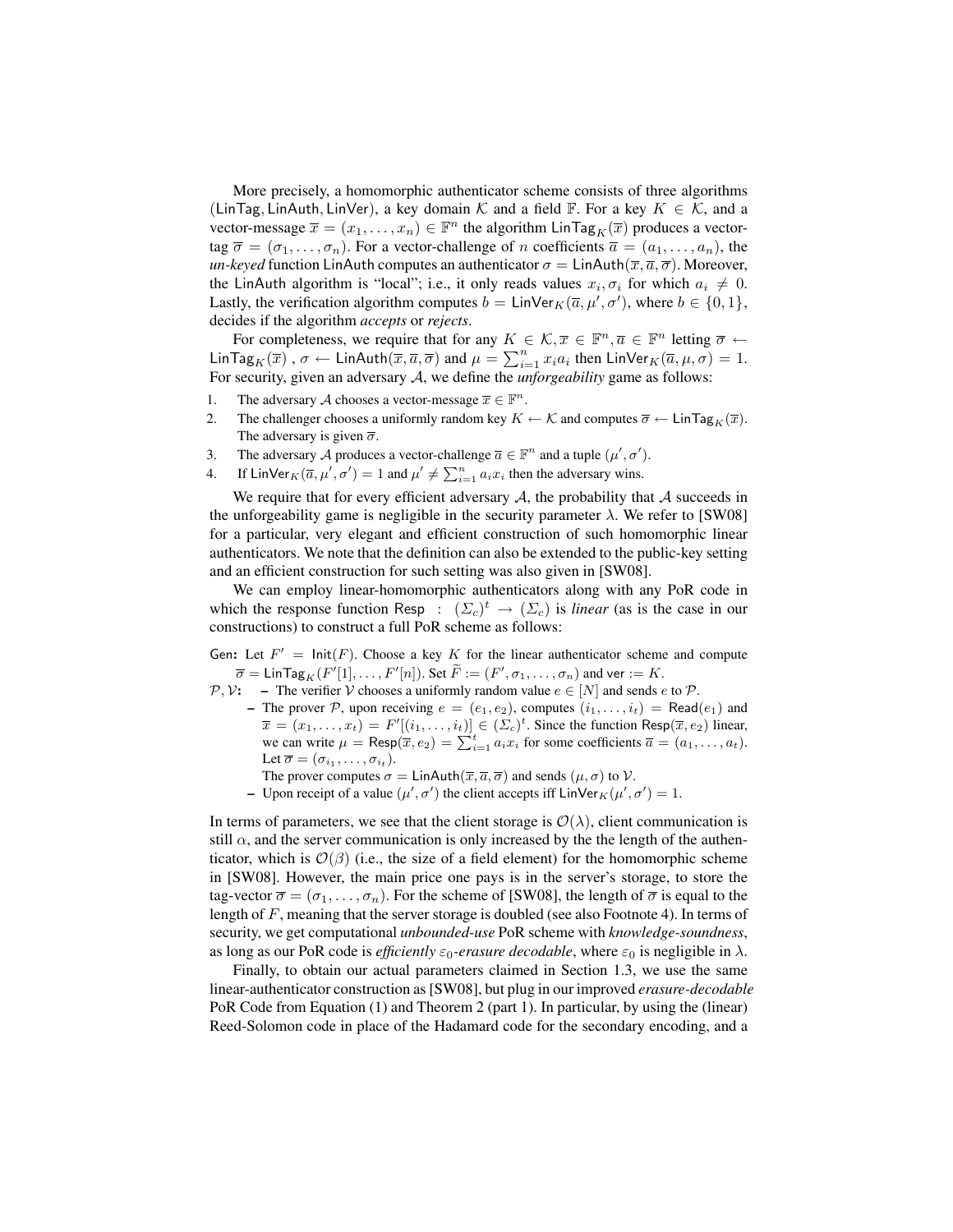More precisely, a homomorphic authenticator scheme consists of three algorithms $(\mathsf{LinTag}, \mathsf{LinAuth}, \mathsf{LinVer})$, a key domain $\mathcal{K}$ and a field $\mathbb{F}$. For a key $K \in \mathcal{K}$, and a vector-message $\overline{x} = (x_1, \ldots, x_n) \in \mathbb{F}^n$ the algorithm $\mathsf{LinTag}_K(\overline{x})$ produces a vector-tag $\overline{\sigma} = (\sigma_1, \ldots, \sigma_n)$. For a vector-challenge of $n$ coefficients $\overline{a} = (a_1, \ldots, a_n)$, the *un-keyed* function LinAuth computes an authenticator $\sigma = \mathsf{LinAuth}(\overline{x}, \overline{a}, \overline{\sigma})$. Moreover, the LinAuth algorithm is "local"; i.e., it only reads values $x_i, \sigma_i$ for which $a_i \neq 0$. Lastly, the verification algorithm computes $b = \mathsf{LinVer}_K(\overline{a}, \mu', \sigma')$, where $b \in \{0, 1\}$, decides if the algorithm *accepts* or *rejects*.

For completeness, we require that for any $K \in \mathcal{K}, \overline{x} \in \mathbb{F}^n, \overline{a} \in \mathbb{F}^n$ letting $\overline{\sigma} \leftarrow \mathsf{LinTag}_K(\overline{x})$ , $\sigma \leftarrow \mathsf{LinAuth}(\overline{x}, \overline{a}, \overline{\sigma})$ and $\mu = \sum_{i=1}^{n} x_i a_i$ then $\mathsf{LinVer}_K(\overline{a}, \mu, \sigma) = 1$. For security, given an adversary $\mathcal{A}$, we define the *unforgeability* game as follows:

1. The adversary $\mathcal{A}$ chooses a vector-message $\overline{x} \in \mathbb{F}^n$.
2. The challenger chooses a uniformly random key $K \leftarrow \mathcal{K}$ and computes $\overline{\sigma} \leftarrow \mathsf{LinTag}_K(\overline{x})$. The adversary is given $\overline{\sigma}$.
3. The adversary $\mathcal{A}$ produces a vector-challenge $\overline{a} \in \mathbb{F}^n$ and a tuple $(\mu', \sigma')$.
4. If $\mathsf{LinVer}_K(\overline{a}, \mu', \sigma') = 1$ and $\mu' \neq \sum_{i=1}^{n} a_i x_i$ then the adversary wins.

We require that for every efficient adversary $\mathcal{A}$, the probability that $\mathcal{A}$ succeeds in the unforgeability game is negligible in the security parameter $\lambda$. We refer to [SW08] for a particular, very elegant and efficient construction of such homomorphic linear authenticators. We note that the definition can also be extended to the public-key setting and an efficient construction for such setting was also given in [SW08].

We can employ linear-homomorphic authenticators along with any PoR code in which the response function $\mathsf{Resp} \ : \ (\Sigma_c)^t \rightarrow (\Sigma_c)$ is *linear* (as is the case in our constructions) to construct a full PoR scheme as follows:

**Gen:** Let $F' = \mathsf{Init}(F)$. Choose a key $K$ for the linear authenticator scheme and compute $\overline{\sigma} = \mathsf{LinTag}_K(F'[1], \ldots, F'[n])$. Set $\widetilde{F} := (F', \sigma_1, \ldots, \sigma_n)$ and $\mathsf{ver} := K$.

**$\mathcal{P}, \mathcal{V}$:**
- The verifier $\mathcal{V}$ chooses a uniformly random value $e \in [N]$ and sends $e$ to $\mathcal{P}$.
- The prover $\mathcal{P}$, upon receiving $e = (e_1, e_2)$, computes $(i_1, \ldots, i_t) = \mathsf{Read}(e_1)$ and $\overline{x} = (x_1, \ldots, x_t) = F'[(i_1, \ldots, i_t)] \in (\Sigma_c)^t$. Since the function $\mathsf{Resp}(\overline{x}, e_2)$ linear, we can write $\mu = \mathsf{Resp}(\overline{x}, e_2) = \sum_{i=1}^{t} a_i x_i$ for some coefficients $\overline{a} = (a_1, \ldots, a_t)$. Let $\overline{\sigma} = (\sigma_{i_1}, \ldots, \sigma_{i_t})$.
  The prover computes $\sigma = \mathsf{LinAuth}(\overline{x}, \overline{a}, \overline{\sigma})$ and sends $(\mu, \sigma)$ to $\mathcal{V}$.
- Upon receipt of a value $(\mu', \sigma')$ the client accepts iff $\mathsf{LinVer}_K(\mu', \sigma') = 1$.

In terms of parameters, we see that the client storage is $\mathcal{O}(\lambda)$, client communication is still $\alpha$, and the server communication is only increased by the the length of the authenticator, which is $\mathcal{O}(\beta)$ (i.e., the size of a field element) for the homomorphic scheme in [SW08]. However, the main price one pays is in the server's storage, to store the tag-vector $\overline{\sigma} = (\sigma_1, \ldots, \sigma_n)$. For the scheme of [SW08], the length of $\overline{\sigma}$ is equal to the length of $F$, meaning that the server storage is doubled (see also Footnote 4). In terms of security, we get computational *unbounded-use* PoR scheme with *knowledge-soundness*, as long as our PoR code is *efficiently* $\varepsilon_0$*-erasure decodable*, where $\varepsilon_0$ is negligible in $\lambda$.

Finally, to obtain our actual parameters claimed in Section 1.3, we use the same linear-authenticator construction as [SW08], but plug in our improved *erasure-decodable* PoR Code from Equation (1) and Theorem 2 (part 1). In particular, by using the (linear) Reed-Solomon code in place of the Hadamard code for the secondary encoding, and a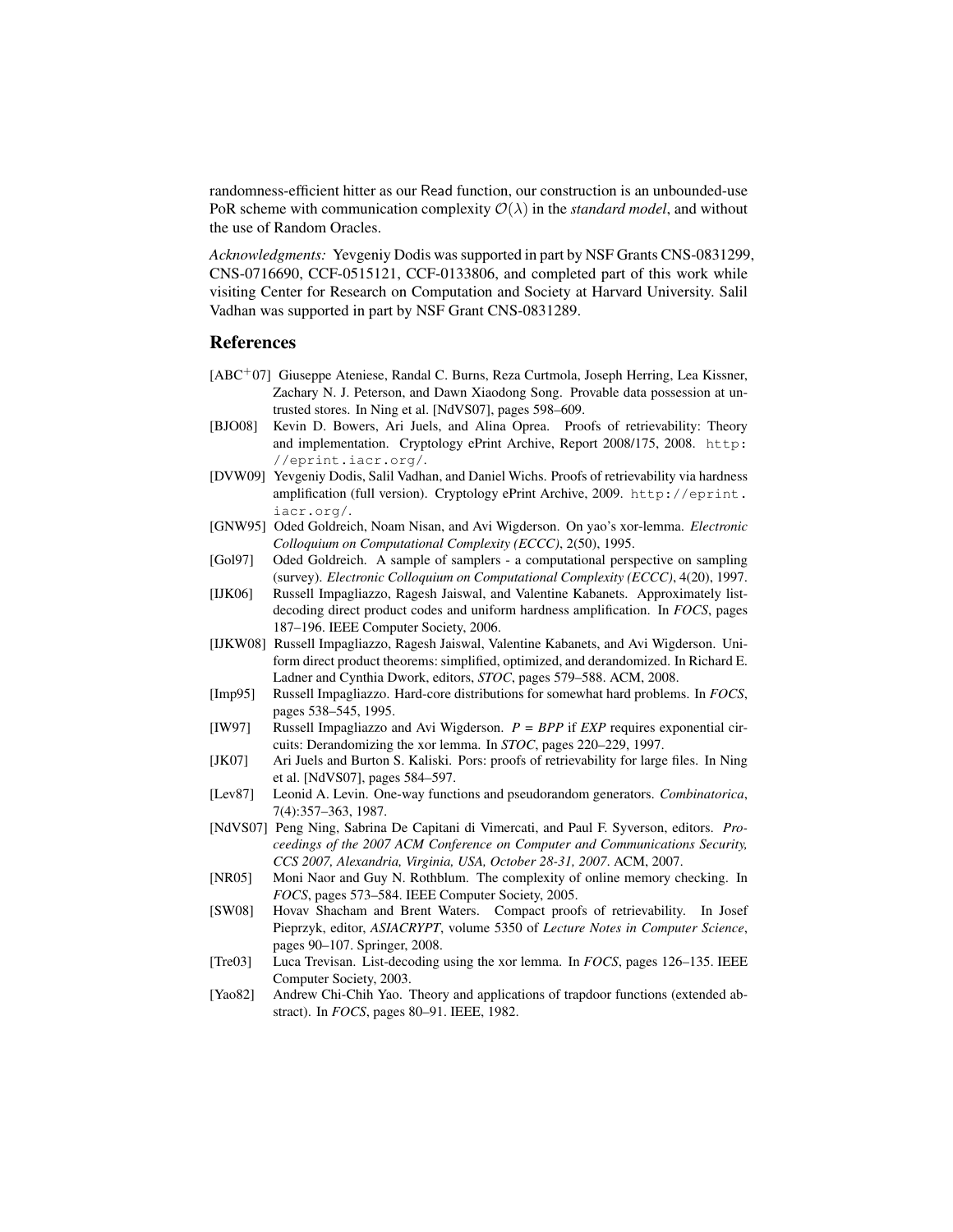randomness-efficient hitter as our Read function, our construction is an unbounded-use PoR scheme with communication complexity $\mathcal{O}(\lambda)$ in the *standard model*, and without the use of Random Oracles.

*Acknowledgments:* Yevgeniy Dodis was supported in part by NSF Grants CNS-0831299, CNS-0716690, CCF-0515121, CCF-0133806, and completed part of this work while visiting Center for Research on Computation and Society at Harvard University. Salil Vadhan was supported in part by NSF Grant CNS-0831289.

## References

- [ABC+07] Giuseppe Ateniese, Randal C. Burns, Reza Curtmola, Joseph Herring, Lea Kissner, Zachary N. J. Peterson, and Dawn Xiaodong Song. Provable data possession at untrusted stores. In Ning et al. [NdVS07], pages 598–609.
- [BJO08] Kevin D. Bowers, Ari Juels, and Alina Oprea. Proofs of retrievability: Theory and implementation. Cryptology ePrint Archive, Report 2008/175, 2008. `http://eprint.iacr.org/`.
- [DVW09] Yevgeniy Dodis, Salil Vadhan, and Daniel Wichs. Proofs of retrievability via hardness amplification (full version). Cryptology ePrint Archive, 2009. `http://eprint.iacr.org/`.
- [GNW95] Oded Goldreich, Noam Nisan, and Avi Wigderson. On yao's xor-lemma. *Electronic Colloquium on Computational Complexity (ECCC)*, 2(50), 1995.
- [Gol97] Oded Goldreich. A sample of samplers - a computational perspective on sampling (survey). *Electronic Colloquium on Computational Complexity (ECCC)*, 4(20), 1997.
- [IJK06] Russell Impagliazzo, Ragesh Jaiswal, and Valentine Kabanets. Approximately list-decoding direct product codes and uniform hardness amplification. In *FOCS*, pages 187–196. IEEE Computer Society, 2006.
- [IJKW08] Russell Impagliazzo, Ragesh Jaiswal, Valentine Kabanets, and Avi Wigderson. Uniform direct product theorems: simplified, optimized, and derandomized. In Richard E. Ladner and Cynthia Dwork, editors, *STOC*, pages 579–588. ACM, 2008.
- [Imp95] Russell Impagliazzo. Hard-core distributions for somewhat hard problems. In *FOCS*, pages 538–545, 1995.
- [IW97] Russell Impagliazzo and Avi Wigderson. *P = BPP* if *EXP* requires exponential circuits: Derandomizing the xor lemma. In *STOC*, pages 220–229, 1997.
- [JK07] Ari Juels and Burton S. Kaliski. Pors: proofs of retrievability for large files. In Ning et al. [NdVS07], pages 584–597.
- [Lev87] Leonid A. Levin. One-way functions and pseudorandom generators. *Combinatorica*, 7(4):357–363, 1987.
- [NdVS07] Peng Ning, Sabrina De Capitani di Vimercati, and Paul F. Syverson, editors. *Proceedings of the 2007 ACM Conference on Computer and Communications Security, CCS 2007, Alexandria, Virginia, USA, October 28-31, 2007*. ACM, 2007.
- [NR05] Moni Naor and Guy N. Rothblum. The complexity of online memory checking. In *FOCS*, pages 573–584. IEEE Computer Society, 2005.
- [SW08] Hovav Shacham and Brent Waters. Compact proofs of retrievability. In Josef Pieprzyk, editor, *ASIACRYPT*, volume 5350 of *Lecture Notes in Computer Science*, pages 90–107. Springer, 2008.
- [Tre03] Luca Trevisan. List-decoding using the xor lemma. In *FOCS*, pages 126–135. IEEE Computer Society, 2003.
- [Yao82] Andrew Chi-Chih Yao. Theory and applications of trapdoor functions (extended abstract). In *FOCS*, pages 80–91. IEEE, 1982.